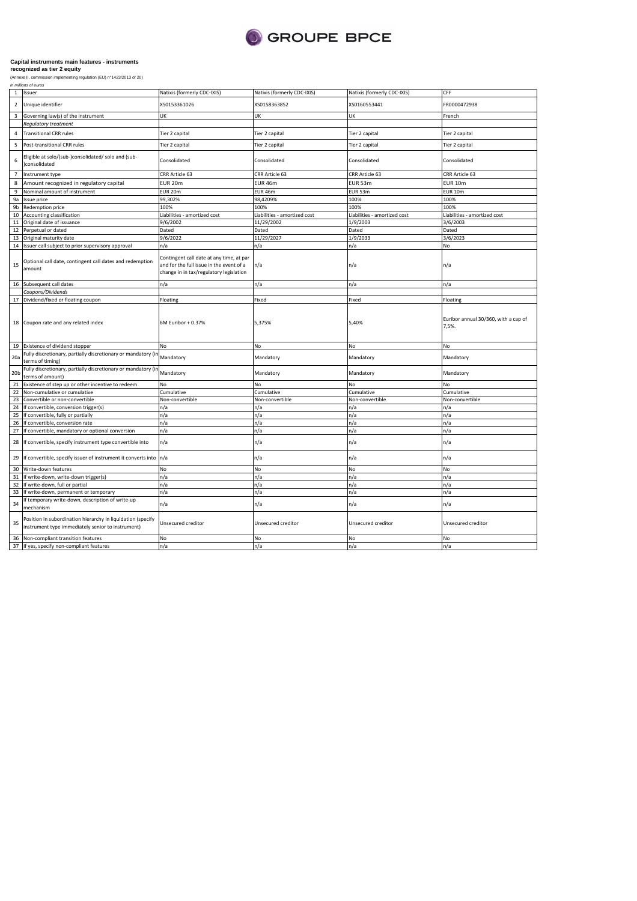**Capital instruments main features - instruments recognized as tier 2 equity**

(Annexe II, commission implementing regulation (EU) n°1423/2013 of 20)

*in millions of euros*

| 1 | Issuer | Natixis (formerly CDC-IXIS) | Natixis (formerly CDC-IXIS) | Natixis (formerly CDC-IXIS) | CFF |
|---|---|---|---|---|---|
| 2 | Unique identifier | XS0153361026 | XS0158363852 | XS0160553441 | FR0000472938 |
| 3 | Governing law(s) of the instrument | UK | UK | UK | French |
| | *Regulatory treatment* | | | | |
| 4 | Transitional CRR rules | Tier 2 capital | Tier 2 capital | Tier 2 capital | Tier 2 capital |
| 5 | Post-transitional CRR rules | Tier 2 capital | Tier 2 capital | Tier 2 capital | Tier 2 capital |
| 6 | Eligible at solo/(sub-)consolidated/ solo and (sub-)consolidated | Consolidated | Consolidated | Consolidated | Consolidated |
| 7 | Instrument type | CRR Article 63 | CRR Article 63 | CRR Article 63 | CRR Article 63 |
| 8 | Amount recognized in regulatory capital | EUR 20m | EUR 46m | EUR 53m | EUR 10m |
| 9 | Nominal amount of instrument | EUR 20m | EUR 46m | EUR 53m | EUR 10m |
| 9a | Issue price | 99,302% | 98,4209% | 100% | 100% |
| 9b | Redemption price | 100% | 100% | 100% | 100% |
| 10 | Accounting classification | Liabilities - amortized cost | Liabilities - amortized cost | Liabilities - amortized cost | Liabilities - amortized cost |
| 11 | Original date of issuance | 9/6/2002 | 11/29/2002 | 1/9/2003 | 3/6/2003 |
| 12 | Perpetual or dated | Dated | Dated | Dated | Dated |
| 13 | Original maturity date | 9/6/2022 | 11/29/2027 | 1/9/2033 | 3/6/2023 |
| 14 | Issuer call subject to prior supervisory approval | n/a | n/a | n/a | No |
| 15 | Optional call date, contingent call dates and redemption amount | Contingent call date at any time, at par and for the full issue in the event of a change in in tax/regulatory legislation | n/a | n/a | n/a |
| 16 | Subsequent call dates | n/a | n/a | n/a | n/a |
| | *Coupons/Dividends* | | | | |
| 17 | Dividend/fixed or floating coupon | Floating | Fixed | Fixed | Floating |
| 18 | Coupon rate and any related index | 6M Euribor + 0.37% | 5,375% | 5,40% | Euribor annual 30/360, with a cap of 7,5%. |
| 19 | Existence of dividend stopper | No | No | No | No |
| 20a | Fully discretionary, partially discretionary or mandatory (in terms of timing) | Mandatory | Mandatory | Mandatory | Mandatory |
| 20b | Fully discretionary, partially discretionary or mandatory (in terms of amount) | Mandatory | Mandatory | Mandatory | Mandatory |
| 21 | Existence of step up or other incentive to redeem | No | No | No | No |
| 22 | Non-cumulative or cumulative | Cumulative | Cumulative | Cumulative | Cumulative |
| 23 | Convertible or non-convertible | Non-convertible | Non-convertible | Non-convertible | Non-convertible |
| 24 | If convertible, conversion trigger(s) | n/a | n/a | n/a | n/a |
| 25 | If convertible, fully or partially | n/a | n/a | n/a | n/a |
| 26 | If convertible, conversion rate | n/a | n/a | n/a | n/a |
| 27 | If convertible, mandatory or optional conversion | n/a | n/a | n/a | n/a |
| 28 | If convertible, specify instrument type convertible into | n/a | n/a | n/a | n/a |
| 29 | If convertible, specify issuer of instrument it converts into | n/a | n/a | n/a | n/a |
| 30 | Write-down features | No | No | No | No |
| 31 | If write-down, write-down trigger(s) | n/a | n/a | n/a | n/a |
| 32 | If write-down, full or partial | n/a | n/a | n/a | n/a |
| 33 | If write-down, permanent or temporary | n/a | n/a | n/a | n/a |
| 34 | If temporary write-down, description of write-up mechanism | n/a | n/a | n/a | n/a |
| 35 | Position in subordination hierarchy in liquidation (specify instrument type immediately senior to instrument) | Unsecured creditor | Unsecured creditor | Unsecured creditor | Unsecured creditor |
| 36 | Non-compliant transition features | No | No | No | No |
| 37 | If yes, specify non-compliant features | n/a | n/a | n/a | n/a |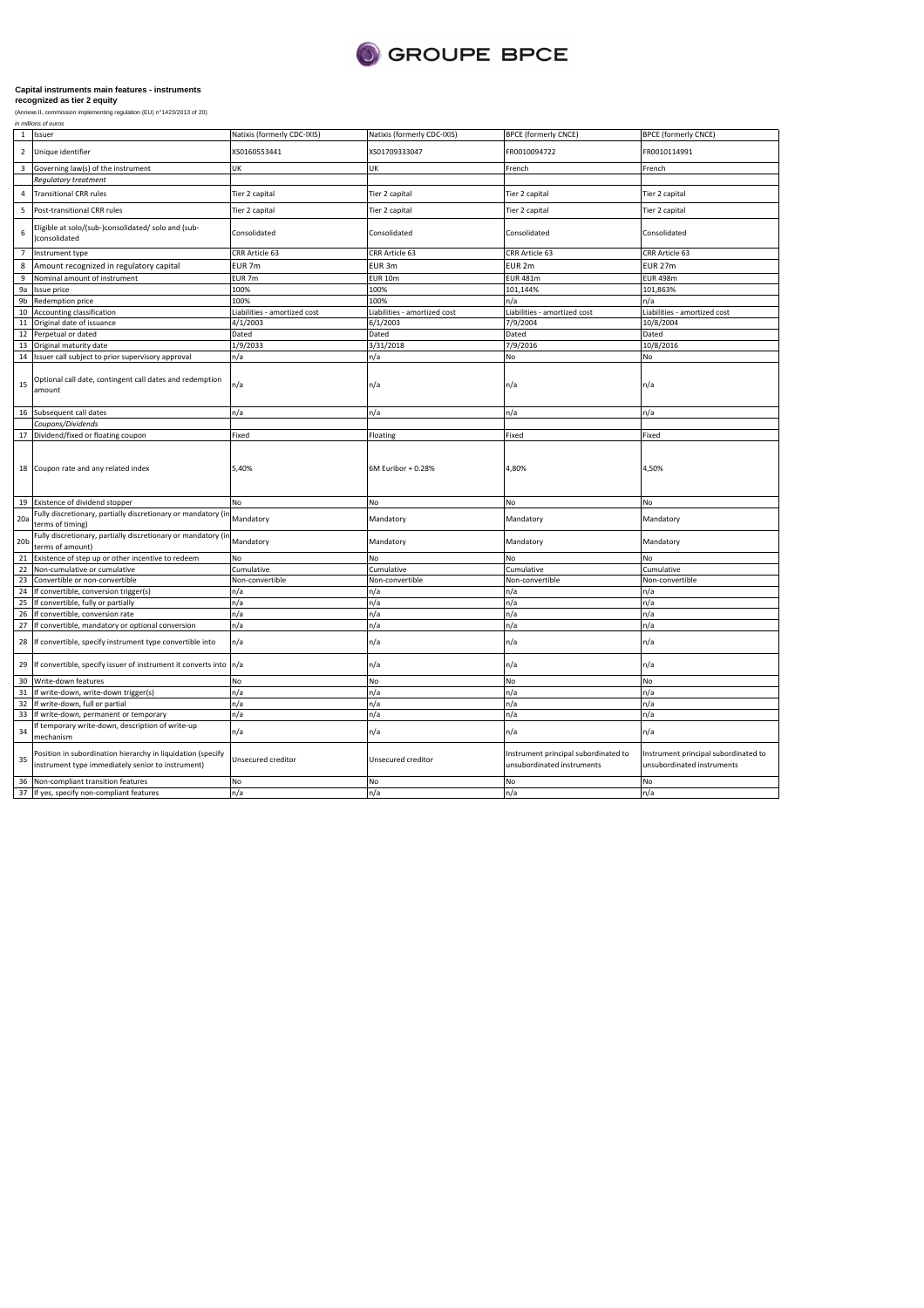**Capital instruments main features - instruments recognized as tier 2 equity**

(Annexe II, commission implementing regulation (EU) n°1423/2013 of 20)

*in millions of euros*

| | | | | | |
|---|---|---|---|---|---|
| 1 | Issuer | Natixis (formerly CDC-IXIS) | Natixis (formerly CDC-IXIS) | BPCE (formerly CNCE) | BPCE (formerly CNCE) |
| 2 | Unique identifier | XS0160553441 | XS01709333047 | FR0010094722 | FR0010114991 |
| 3 | Governing law(s) of the instrument | UK | UK | French | French |
| | *Regulatory treatment* | | | | |
| 4 | Transitional CRR rules | Tier 2 capital | Tier 2 capital | Tier 2 capital | Tier 2 capital |
| 5 | Post-transitional CRR rules | Tier 2 capital | Tier 2 capital | Tier 2 capital | Tier 2 capital |
| 6 | Eligible at solo/(sub-)consolidated/ solo and (sub-)consolidated | Consolidated | Consolidated | Consolidated | Consolidated |
| 7 | Instrument type | CRR Article 63 | CRR Article 63 | CRR Article 63 | CRR Article 63 |
| 8 | Amount recognized in regulatory capital | EUR 7m | EUR 3m | EUR 2m | EUR 27m |
| 9 | Nominal amount of instrument | EUR 7m | EUR 10m | EUR 481m | EUR 498m |
| 9a | Issue price | 100% | 100% | 101,144% | 101,863% |
| 9b | Redemption price | 100% | 100% | n/a | n/a |
| 10 | Accounting classification | Liabilities - amortized cost | Liabilities - amortized cost | Liabilities - amortized cost | Liabilities - amortized cost |
| 11 | Original date of issuance | 4/1/2003 | 6/1/2003 | 7/9/2004 | 10/8/2004 |
| 12 | Perpetual or dated | Dated | Dated | Dated | Dated |
| 13 | Original maturity date | 1/9/2033 | 3/31/2018 | 7/9/2016 | 10/8/2016 |
| 14 | Issuer call subject to prior supervisory approval | n/a | n/a | No | No |
| 15 | Optional call date, contingent call dates and redemption amount | n/a | n/a | n/a | n/a |
| 16 | Subsequent call dates | n/a | n/a | n/a | n/a |
| | *Coupons/Dividends* | | | | |
| 17 | Dividend/fixed or floating coupon | Fixed | Floating | Fixed | Fixed |
| 18 | Coupon rate and any related index | 5,40% | 6M Euribor + 0.28% | 4,80% | 4,50% |
| 19 | Existence of dividend stopper | No | No | No | No |
| 20a | Fully discretionary, partially discretionary or mandatory (in terms of timing) | Mandatory | Mandatory | Mandatory | Mandatory |
| 20b | Fully discretionary, partially discretionary or mandatory (in terms of amount) | Mandatory | Mandatory | Mandatory | Mandatory |
| 21 | Existence of step up or other incentive to redeem | No | No | No | No |
| 22 | Non-cumulative or cumulative | Cumulative | Cumulative | Cumulative | Cumulative |
| 23 | Convertible or non-convertible | Non-convertible | Non-convertible | Non-convertible | Non-convertible |
| 24 | If convertible, conversion trigger(s) | n/a | n/a | n/a | n/a |
| 25 | If convertible, fully or partially | n/a | n/a | n/a | n/a |
| 26 | If convertible, conversion rate | n/a | n/a | n/a | n/a |
| 27 | If convertible, mandatory or optional conversion | n/a | n/a | n/a | n/a |
| 28 | If convertible, specify instrument type convertible into | n/a | n/a | n/a | n/a |
| 29 | If convertible, specify issuer of instrument it converts into | n/a | n/a | n/a | n/a |
| 30 | Write-down features | No | No | No | No |
| 31 | If write-down, write-down trigger(s) | n/a | n/a | n/a | n/a |
| 32 | If write-down, full or partial | n/a | n/a | n/a | n/a |
| 33 | If write-down, permanent or temporary | n/a | n/a | n/a | n/a |
| 34 | If temporary write-down, description of write-up mechanism | n/a | n/a | n/a | n/a |
| 35 | Position in subordination hierarchy in liquidation (specify instrument type immediately senior to instrument) | Unsecured creditor | Unsecured creditor | Instrument principal subordinated to unsubordinated instruments | Instrument principal subordinated to unsubordinated instruments |
| 36 | Non-compliant transition features | No | No | No | No |
| 37 | If yes, specify non-compliant features | n/a | n/a | n/a | n/a |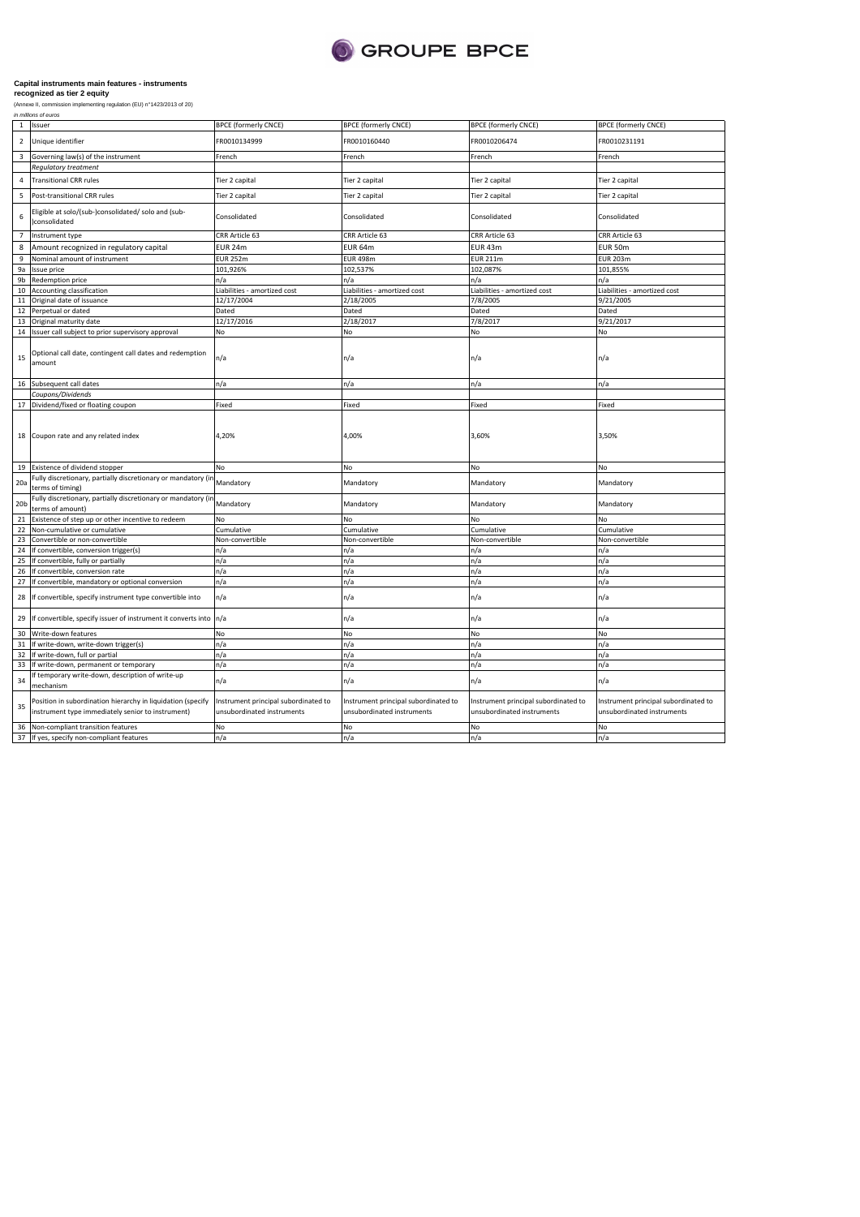**Capital instruments main features - instruments recognized as tier 2 equity**

(Annexe II, commission implementing regulation (EU) n°1423/2013 of 20)

*in millions of euros*

| | | | | | |
|---|---|---|---|---|---|
| 1 | Issuer | BPCE (formerly CNCE) | BPCE (formerly CNCE) | BPCE (formerly CNCE) | BPCE (formerly CNCE) |
| 2 | Unique identifier | FR0010134999 | FR0010160440 | FR0010206474 | FR0010231191 |
| 3 | Governing law(s) of the instrument | French | French | French | French |
| | *Regulatory treatment* | | | | |
| 4 | Transitional CRR rules | Tier 2 capital | Tier 2 capital | Tier 2 capital | Tier 2 capital |
| 5 | Post-transitional CRR rules | Tier 2 capital | Tier 2 capital | Tier 2 capital | Tier 2 capital |
| 6 | Eligible at solo/(sub-)consolidated/ solo and (sub-)consolidated | Consolidated | Consolidated | Consolidated | Consolidated |
| 7 | Instrument type | CRR Article 63 | CRR Article 63 | CRR Article 63 | CRR Article 63 |
| 8 | Amount recognized in regulatory capital | EUR 24m | EUR 64m | EUR 43m | EUR 50m |
| 9 | Nominal amount of instrument | EUR 252m | EUR 498m | EUR 211m | EUR 203m |
| 9a | Issue price | 101,926% | 102,537% | 102,087% | 101,855% |
| 9b | Redemption price | n/a | n/a | n/a | n/a |
| 10 | Accounting classification | Liabilities - amortized cost | Liabilities - amortized cost | Liabilities - amortized cost | Liabilities - amortized cost |
| 11 | Original date of issuance | 12/17/2004 | 2/18/2005 | 7/8/2005 | 9/21/2005 |
| 12 | Perpetual or dated | Dated | Dated | Dated | Dated |
| 13 | Original maturity date | 12/17/2016 | 2/18/2017 | 7/8/2017 | 9/21/2017 |
| 14 | Issuer call subject to prior supervisory approval | No | No | No | No |
| 15 | Optional call date, contingent call dates and redemption amount | n/a | n/a | n/a | n/a |
| 16 | Subsequent call dates | n/a | n/a | n/a | n/a |
| | *Coupons/Dividends* | | | | |
| 17 | Dividend/fixed or floating coupon | Fixed | Fixed | Fixed | Fixed |
| 18 | Coupon rate and any related index | 4,20% | 4,00% | 3,60% | 3,50% |
| 19 | Existence of dividend stopper | No | No | No | No |
| 20a | Fully discretionary, partially discretionary or mandatory (in terms of timing) | Mandatory | Mandatory | Mandatory | Mandatory |
| 20b | Fully discretionary, partially discretionary or mandatory (in terms of amount) | Mandatory | Mandatory | Mandatory | Mandatory |
| 21 | Existence of step up or other incentive to redeem | No | No | No | No |
| 22 | Non-cumulative or cumulative | Cumulative | Cumulative | Cumulative | Cumulative |
| 23 | Convertible or non-convertible | Non-convertible | Non-convertible | Non-convertible | Non-convertible |
| 24 | If convertible, conversion trigger(s) | n/a | n/a | n/a | n/a |
| 25 | If convertible, fully or partially | n/a | n/a | n/a | n/a |
| 26 | If convertible, conversion rate | n/a | n/a | n/a | n/a |
| 27 | If convertible, mandatory or optional conversion | n/a | n/a | n/a | n/a |
| 28 | If convertible, specify instrument type convertible into | n/a | n/a | n/a | n/a |
| 29 | If convertible, specify issuer of instrument it converts into | n/a | n/a | n/a | n/a |
| 30 | Write-down features | No | No | No | No |
| 31 | If write-down, write-down trigger(s) | n/a | n/a | n/a | n/a |
| 32 | If write-down, full or partial | n/a | n/a | n/a | n/a |
| 33 | If write-down, permanent or temporary | n/a | n/a | n/a | n/a |
| 34 | If temporary write-down, description of write-up mechanism | n/a | n/a | n/a | n/a |
| 35 | Position in subordination hierarchy in liquidation (specify instrument type immediately senior to instrument) | Instrument principal subordinated to unsubordinated instruments | Instrument principal subordinated to unsubordinated instruments | Instrument principal subordinated to unsubordinated instruments | Instrument principal subordinated to unsubordinated instruments |
| 36 | Non-compliant transition features | No | No | No | No |
| 37 | If yes, specify non-compliant features | n/a | n/a | n/a | n/a |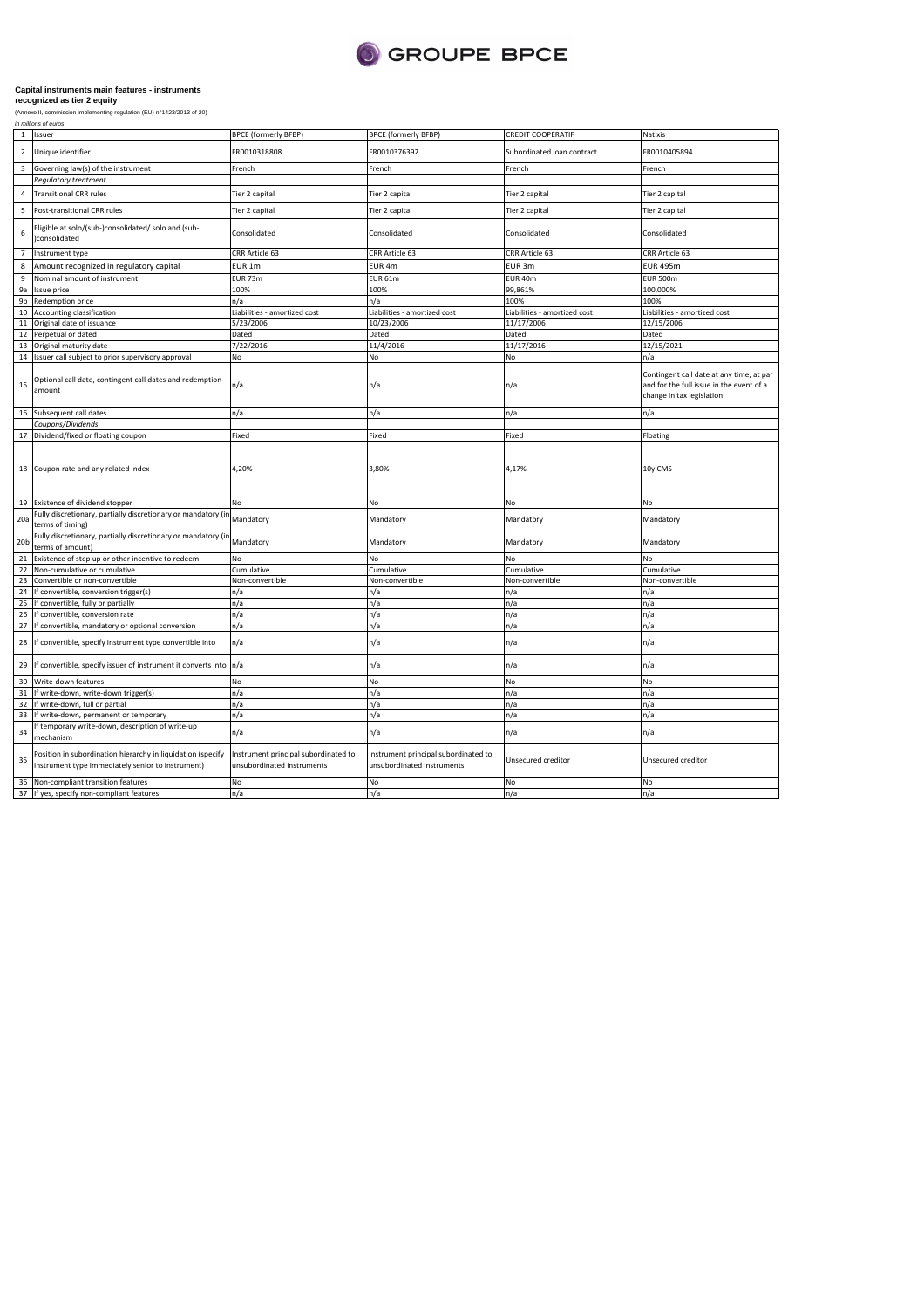**Capital instruments main features - instruments recognized as tier 2 equity**

(Annexe II, commission implementing regulation (EU) n°1423/2013 of 20)

*in millions of euros*

| | | | | | |
|---|---|---|---|---|---|
| 1 | Issuer | BPCE (formerly BFBP) | BPCE (formerly BFBP) | CREDIT COOPERATIF | Natixis |
| 2 | Unique identifier | FR0010318808 | FR0010376392 | Subordinated loan contract | FR0010405894 |
| 3 | Governing law(s) of the instrument | French | French | French | French |
| | *Regulatory treatment* | | | | |
| 4 | Transitional CRR rules | Tier 2 capital | Tier 2 capital | Tier 2 capital | Tier 2 capital |
| 5 | Post-transitional CRR rules | Tier 2 capital | Tier 2 capital | Tier 2 capital | Tier 2 capital |
| 6 | Eligible at solo/(sub-)consolidated/ solo and (sub-)consolidated | Consolidated | Consolidated | Consolidated | Consolidated |
| 7 | Instrument type | CRR Article 63 | CRR Article 63 | CRR Article 63 | CRR Article 63 |
| 8 | Amount recognized in regulatory capital | EUR 1m | EUR 4m | EUR 3m | EUR 495m |
| 9 | Nominal amount of instrument | EUR 73m | EUR 61m | EUR 40m | EUR 500m |
| 9a | Issue price | 100% | 100% | 99,861% | 100,000% |
| 9b | Redemption price | n/a | n/a | 100% | 100% |
| 10 | Accounting classification | Liabilities - amortized cost | Liabilities - amortized cost | Liabilities - amortized cost | Liabilities - amortized cost |
| 11 | Original date of issuance | 5/23/2006 | 10/23/2006 | 11/17/2006 | 12/15/2006 |
| 12 | Perpetual or dated | Dated | Dated | Dated | Dated |
| 13 | Original maturity date | 7/22/2016 | 11/4/2016 | 11/17/2016 | 12/15/2021 |
| 14 | Issuer call subject to prior supervisory approval | No | No | No | n/a |
| 15 | Optional call date, contingent call dates and redemption amount | n/a | n/a | n/a | Contingent call date at any time, at par and for the full issue in the event of a change in tax legislation |
| 16 | Subsequent call dates | n/a | n/a | n/a | n/a |
| | *Coupons/Dividends* | | | | |
| 17 | Dividend/fixed or floating coupon | Fixed | Fixed | Fixed | Floating |
| 18 | Coupon rate and any related index | 4,20% | 3,80% | 4,17% | 10y CMS |
| 19 | Existence of dividend stopper | No | No | No | No |
| 20a | Fully discretionary, partially discretionary or mandatory (in terms of timing) | Mandatory | Mandatory | Mandatory | Mandatory |
| 20b | Fully discretionary, partially discretionary or mandatory (in terms of amount) | Mandatory | Mandatory | Mandatory | Mandatory |
| 21 | Existence of step up or other incentive to redeem | No | No | No | No |
| 22 | Non-cumulative or cumulative | Cumulative | Cumulative | Cumulative | Cumulative |
| 23 | Convertible or non-convertible | Non-convertible | Non-convertible | Non-convertible | Non-convertible |
| 24 | If convertible, conversion trigger(s) | n/a | n/a | n/a | n/a |
| 25 | If convertible, fully or partially | n/a | n/a | n/a | n/a |
| 26 | If convertible, conversion rate | n/a | n/a | n/a | n/a |
| 27 | If convertible, mandatory or optional conversion | n/a | n/a | n/a | n/a |
| 28 | If convertible, specify instrument type convertible into | n/a | n/a | n/a | n/a |
| 29 | If convertible, specify issuer of instrument it converts into | n/a | n/a | n/a | n/a |
| 30 | Write-down features | No | No | No | No |
| 31 | If write-down, write-down trigger(s) | n/a | n/a | n/a | n/a |
| 32 | If write-down, full or partial | n/a | n/a | n/a | n/a |
| 33 | If write-down, permanent or temporary | n/a | n/a | n/a | n/a |
| 34 | If temporary write-down, description of write-up mechanism | n/a | n/a | n/a | n/a |
| 35 | Position in subordination hierarchy in liquidation (specify instrument type immediately senior to instrument) | Instrument principal subordinated to unsubordinated instruments | Instrument principal subordinated to unsubordinated instruments | Unsecured creditor | Unsecured creditor |
| 36 | Non-compliant transition features | No | No | No | No |
| 37 | If yes, specify non-compliant features | n/a | n/a | n/a | n/a |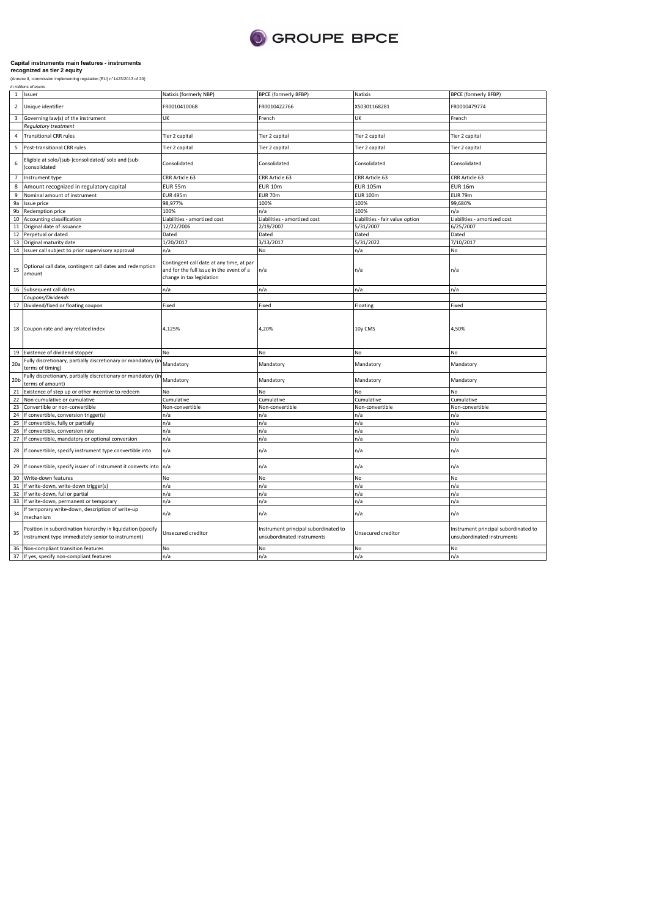**Capital instruments main features - instruments recognized as tier 2 equity**

(Annexe II, commission implementing regulation (EU) n°1423/2013 of 20)

*in millions of euros*

| | | | | | |
|---|---|---|---|---|---|
| 1 | Issuer | Natixis (formerly NBP) | BPCE (formerly BFBP) | Natixis | BPCE (formerly BFBP) |
| 2 | Unique identifier | FR0010410068 | FR0010422766 | XS0301168281 | FR0010479774 |
| 3 | Governing law(s) of the instrument | UK | French | UK | French |
| | *Regulatory treatment* | | | | |
| 4 | Transitional CRR rules | Tier 2 capital | Tier 2 capital | Tier 2 capital | Tier 2 capital |
| 5 | Post-transitional CRR rules | Tier 2 capital | Tier 2 capital | Tier 2 capital | Tier 2 capital |
| 6 | Eligible at solo/(sub-)consolidated/ solo and (sub-)consolidated | Consolidated | Consolidated | Consolidated | Consolidated |
| 7 | Instrument type | CRR Article 63 | CRR Article 63 | CRR Article 63 | CRR Article 63 |
| 8 | Amount recognized in regulatory capital | EUR 55m | EUR 10m | EUR 105m | EUR 16m |
| 9 | Nominal amount of instrument | EUR 495m | EUR 70m | EUR 100m | EUR 79m |
| 9a | Issue price | 98,977% | 100% | 100% | 99,680% |
| 9b | Redemption price | 100% | n/a | 100% | n/a |
| 10 | Accounting classification | Liabilities - amortized cost | Liabilities - amortized cost | Liabilities - fair value option | Liabilities - amortized cost |
| 11 | Original date of issuance | 12/22/2006 | 2/19/2007 | 5/31/2007 | 6/25/2007 |
| 12 | Perpetual or dated | Dated | Dated | Dated | Dated |
| 13 | Original maturity date | 1/20/2017 | 3/13/2017 | 5/31/2022 | 7/10/2017 |
| 14 | Issuer call subject to prior supervisory approval | n/a | No | n/a | No |
| 15 | Optional call date, contingent call dates and redemption amount | Contingent call date at any time, at par and for the full issue in the event of a change in tax legislation | n/a | n/a | n/a |
| 16 | Subsequent call dates | n/a | n/a | n/a | n/a |
| | *Coupons/Dividends* | | | | |
| 17 | Dividend/fixed or floating coupon | Fixed | Fixed | Floating | Fixed |
| 18 | Coupon rate and any related index | 4,125% | 4,20% | 10y CMS | 4,50% |
| 19 | Existence of dividend stopper | No | No | No | No |
| 20a | Fully discretionary, partially discretionary or mandatory (in terms of timing) | Mandatory | Mandatory | Mandatory | Mandatory |
| 20b | Fully discretionary, partially discretionary or mandatory (in terms of amount) | Mandatory | Mandatory | Mandatory | Mandatory |
| 21 | Existence of step up or other incentive to redeem | No | No | No | No |
| 22 | Non-cumulative or cumulative | Cumulative | Cumulative | Cumulative | Cumulative |
| 23 | Convertible or non-convertible | Non-convertible | Non-convertible | Non-convertible | Non-convertible |
| 24 | If convertible, conversion trigger(s) | n/a | n/a | n/a | n/a |
| 25 | If convertible, fully or partially | n/a | n/a | n/a | n/a |
| 26 | If convertible, conversion rate | n/a | n/a | n/a | n/a |
| 27 | If convertible, mandatory or optional conversion | n/a | n/a | n/a | n/a |
| 28 | If convertible, specify instrument type convertible into | n/a | n/a | n/a | n/a |
| 29 | If convertible, specify issuer of instrument it converts into | n/a | n/a | n/a | n/a |
| 30 | Write-down features | No | No | No | No |
| 31 | If write-down, write-down trigger(s) | n/a | n/a | n/a | n/a |
| 32 | If write-down, full or partial | n/a | n/a | n/a | n/a |
| 33 | If write-down, permanent or temporary | n/a | n/a | n/a | n/a |
| 34 | If temporary write-down, description of write-up mechanism | n/a | n/a | n/a | n/a |
| 35 | Position in subordination hierarchy in liquidation (specify instrument type immediately senior to instrument) | Unsecured creditor | Instrument principal subordinated to unsubordinated instruments | Unsecured creditor | Instrument principal subordinated to unsubordinated instruments |
| 36 | Non-compliant transition features | No | No | No | No |
| 37 | If yes, specify non-compliant features | n/a | n/a | n/a | n/a |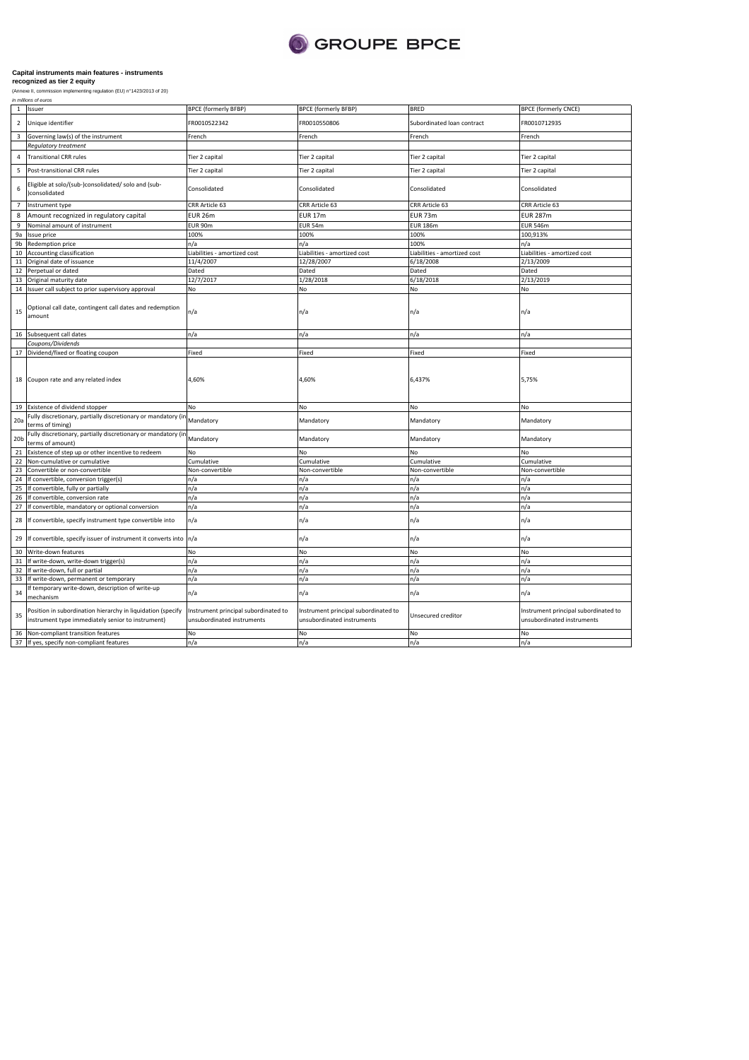**Capital instruments main features - instruments recognized as tier 2 equity**

(Annexe II, commission implementing regulation (EU) n°1423/2013 of 20)

*in millions of euros*

| | | | | | |
|---|---|---|---|---|---|
| 1 | Issuer | BPCE (formerly BFBP) | BPCE (formerly BFBP) | BRED | BPCE (formerly CNCE) |
| 2 | Unique identifier | FR0010522342 | FR0010550806 | Subordinated loan contract | FR0010712935 |
| 3 | Governing law(s) of the instrument | French | French | French | French |
| | *Regulatory treatment* | | | | |
| 4 | Transitional CRR rules | Tier 2 capital | Tier 2 capital | Tier 2 capital | Tier 2 capital |
| 5 | Post-transitional CRR rules | Tier 2 capital | Tier 2 capital | Tier 2 capital | Tier 2 capital |
| 6 | Eligible at solo/(sub-)consolidated/ solo and (sub-)consolidated | Consolidated | Consolidated | Consolidated | Consolidated |
| 7 | Instrument type | CRR Article 63 | CRR Article 63 | CRR Article 63 | CRR Article 63 |
| 8 | Amount recognized in regulatory capital | EUR 26m | EUR 17m | EUR 73m | EUR 287m |
| 9 | Nominal amount of instrument | EUR 90m | EUR 54m | EUR 186m | EUR 546m |
| 9a | Issue price | 100% | 100% | 100% | 100,913% |
| 9b | Redemption price | n/a | n/a | 100% | n/a |
| 10 | Accounting classification | Liabilities - amortized cost | Liabilities - amortized cost | Liabilities - amortized cost | Liabilities - amortized cost |
| 11 | Original date of issuance | 11/4/2007 | 12/28/2007 | 6/18/2008 | 2/13/2009 |
| 12 | Perpetual or dated | Dated | Dated | Dated | Dated |
| 13 | Original maturity date | 12/7/2017 | 1/28/2018 | 6/18/2018 | 2/13/2019 |
| 14 | Issuer call subject to prior supervisory approval | No | No | No | No |
| 15 | Optional call date, contingent call dates and redemption amount | n/a | n/a | n/a | n/a |
| 16 | Subsequent call dates | n/a | n/a | n/a | n/a |
| | *Coupons/Dividends* | | | | |
| 17 | Dividend/fixed or floating coupon | Fixed | Fixed | Fixed | Fixed |
| 18 | Coupon rate and any related index | 4,60% | 4,60% | 6,437% | 5,75% |
| 19 | Existence of dividend stopper | No | No | No | No |
| 20a | Fully discretionary, partially discretionary or mandatory (in terms of timing) | Mandatory | Mandatory | Mandatory | Mandatory |
| 20b | Fully discretionary, partially discretionary or mandatory (in terms of amount) | Mandatory | Mandatory | Mandatory | Mandatory |
| 21 | Existence of step up or other incentive to redeem | No | No | No | No |
| 22 | Non-cumulative or cumulative | Cumulative | Cumulative | Cumulative | Cumulative |
| 23 | Convertible or non-convertible | Non-convertible | Non-convertible | Non-convertible | Non-convertible |
| 24 | If convertible, conversion trigger(s) | n/a | n/a | n/a | n/a |
| 25 | If convertible, fully or partially | n/a | n/a | n/a | n/a |
| 26 | If convertible, conversion rate | n/a | n/a | n/a | n/a |
| 27 | If convertible, mandatory or optional conversion | n/a | n/a | n/a | n/a |
| 28 | If convertible, specify instrument type convertible into | n/a | n/a | n/a | n/a |
| 29 | If convertible, specify issuer of instrument it converts into | n/a | n/a | n/a | n/a |
| 30 | Write-down features | No | No | No | No |
| 31 | If write-down, write-down trigger(s) | n/a | n/a | n/a | n/a |
| 32 | If write-down, full or partial | n/a | n/a | n/a | n/a |
| 33 | If write-down, permanent or temporary | n/a | n/a | n/a | n/a |
| 34 | If temporary write-down, description of write-up mechanism | n/a | n/a | n/a | n/a |
| 35 | Position in subordination hierarchy in liquidation (specify instrument type immediately senior to instrument) | Instrument principal subordinated to unsubordinated instruments | Instrument principal subordinated to unsubordinated instruments | Unsecured creditor | Instrument principal subordinated to unsubordinated instruments |
| 36 | Non-compliant transition features | No | No | No | No |
| 37 | If yes, specify non-compliant features | n/a | n/a | n/a | n/a |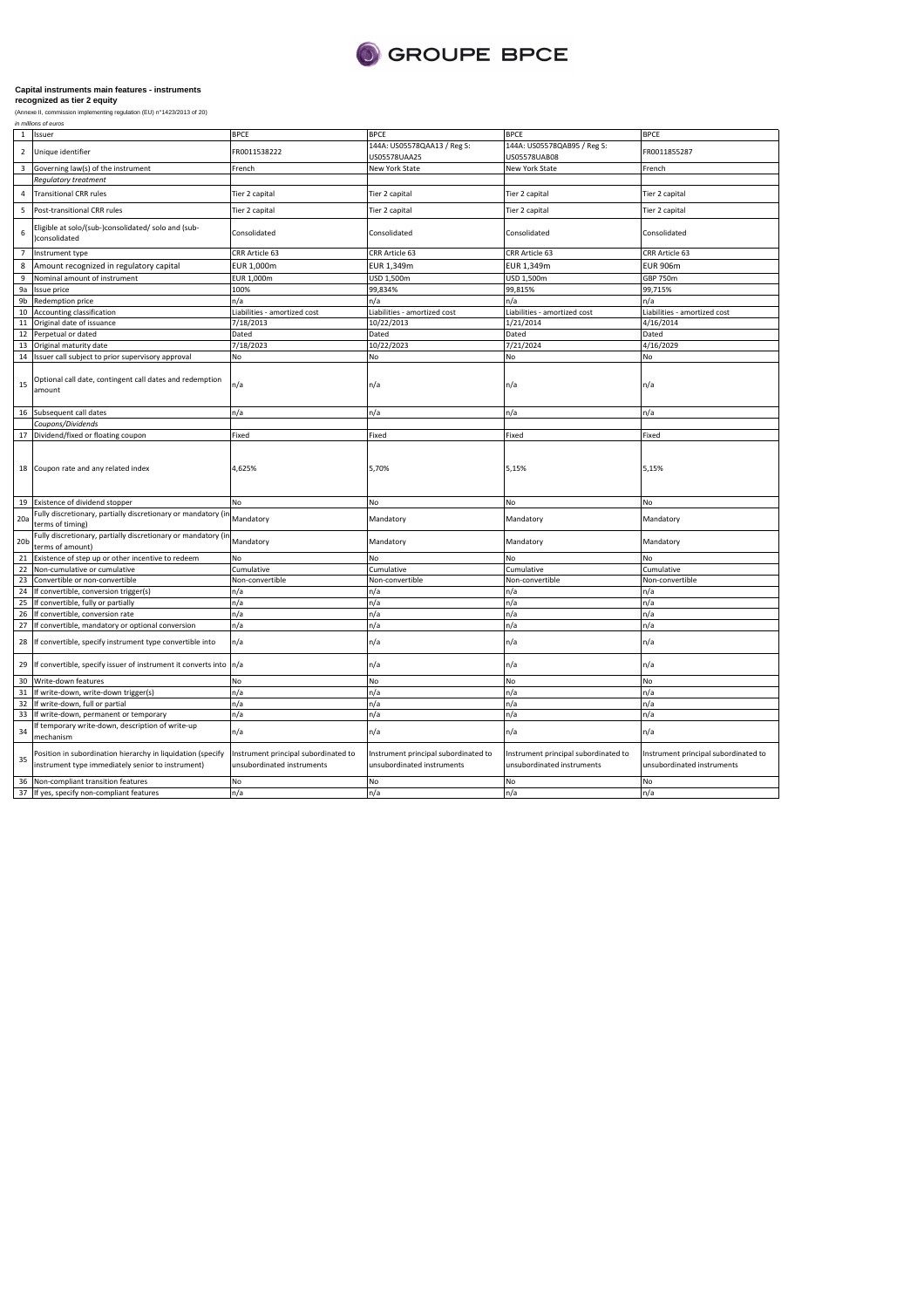**Capital instruments main features - instruments recognized as tier 2 equity**

(Annexe II, commission implementing regulation (EU) n°1423/2013 of 20)

*in millions of euros*

| | | | | | |
|---|---|---|---|---|---|
| 1 | Issuer | BPCE | BPCE | BPCE | BPCE |
| 2 | Unique identifier | FR0011538222 | 144A: US05578QAA13 / Reg S: US05578UAA25 | 144A: US05578QAB95 / Reg S: US05578UAB08 | FR0011855287 |
| 3 | Governing law(s) of the instrument | French | New York State | New York State | French |
| | *Regulatory treatment* | | | | |
| 4 | Transitional CRR rules | Tier 2 capital | Tier 2 capital | Tier 2 capital | Tier 2 capital |
| 5 | Post-transitional CRR rules | Tier 2 capital | Tier 2 capital | Tier 2 capital | Tier 2 capital |
| 6 | Eligible at solo/(sub-)consolidated/ solo and (sub-)consolidated | Consolidated | Consolidated | Consolidated | Consolidated |
| 7 | Instrument type | CRR Article 63 | CRR Article 63 | CRR Article 63 | CRR Article 63 |
| 8 | Amount recognized in regulatory capital | EUR 1,000m | EUR 1,349m | EUR 1,349m | EUR 906m |
| 9 | Nominal amount of instrument | EUR 1,000m | USD 1,500m | USD 1,500m | GBP 750m |
| 9a | Issue price | 100% | 99,834% | 99,815% | 99,715% |
| 9b | Redemption price | n/a | n/a | n/a | n/a |
| 10 | Accounting classification | Liabilities - amortized cost | Liabilities - amortized cost | Liabilities - amortized cost | Liabilities - amortized cost |
| 11 | Original date of issuance | 7/18/2013 | 10/22/2013 | 1/21/2014 | 4/16/2014 |
| 12 | Perpetual or dated | Dated | Dated | Dated | Dated |
| 13 | Original maturity date | 7/18/2023 | 10/22/2023 | 7/21/2024 | 4/16/2029 |
| 14 | Issuer call subject to prior supervisory approval | No | No | No | No |
| 15 | Optional call date, contingent call dates and redemption amount | n/a | n/a | n/a | n/a |
| 16 | Subsequent call dates | n/a | n/a | n/a | n/a |
| | *Coupons/Dividends* | | | | |
| 17 | Dividend/fixed or floating coupon | Fixed | Fixed | Fixed | Fixed |
| 18 | Coupon rate and any related index | 4,625% | 5,70% | 5,15% | 5,15% |
| 19 | Existence of dividend stopper | No | No | No | No |
| 20a | Fully discretionary, partially discretionary or mandatory (in terms of timing) | Mandatory | Mandatory | Mandatory | Mandatory |
| 20b | Fully discretionary, partially discretionary or mandatory (in terms of amount) | Mandatory | Mandatory | Mandatory | Mandatory |
| 21 | Existence of step up or other incentive to redeem | No | No | No | No |
| 22 | Non-cumulative or cumulative | Cumulative | Cumulative | Cumulative | Cumulative |
| 23 | Convertible or non-convertible | Non-convertible | Non-convertible | Non-convertible | Non-convertible |
| 24 | If convertible, conversion trigger(s) | n/a | n/a | n/a | n/a |
| 25 | If convertible, fully or partially | n/a | n/a | n/a | n/a |
| 26 | If convertible, conversion rate | n/a | n/a | n/a | n/a |
| 27 | If convertible, mandatory or optional conversion | n/a | n/a | n/a | n/a |
| 28 | If convertible, specify instrument type convertible into | n/a | n/a | n/a | n/a |
| 29 | If convertible, specify issuer of instrument it converts into | n/a | n/a | n/a | n/a |
| 30 | Write-down features | No | No | No | No |
| 31 | If write-down, write-down trigger(s) | n/a | n/a | n/a | n/a |
| 32 | If write-down, full or partial | n/a | n/a | n/a | n/a |
| 33 | If write-down, permanent or temporary | n/a | n/a | n/a | n/a |
| 34 | If temporary write-down, description of write-up mechanism | n/a | n/a | n/a | n/a |
| 35 | Position in subordination hierarchy in liquidation (specify instrument type immediately senior to instrument) | Instrument principal subordinated to unsubordinated instruments | Instrument principal subordinated to unsubordinated instruments | Instrument principal subordinated to unsubordinated instruments | Instrument principal subordinated to unsubordinated instruments |
| 36 | Non-compliant transition features | No | No | No | No |
| 37 | If yes, specify non-compliant features | n/a | n/a | n/a | n/a |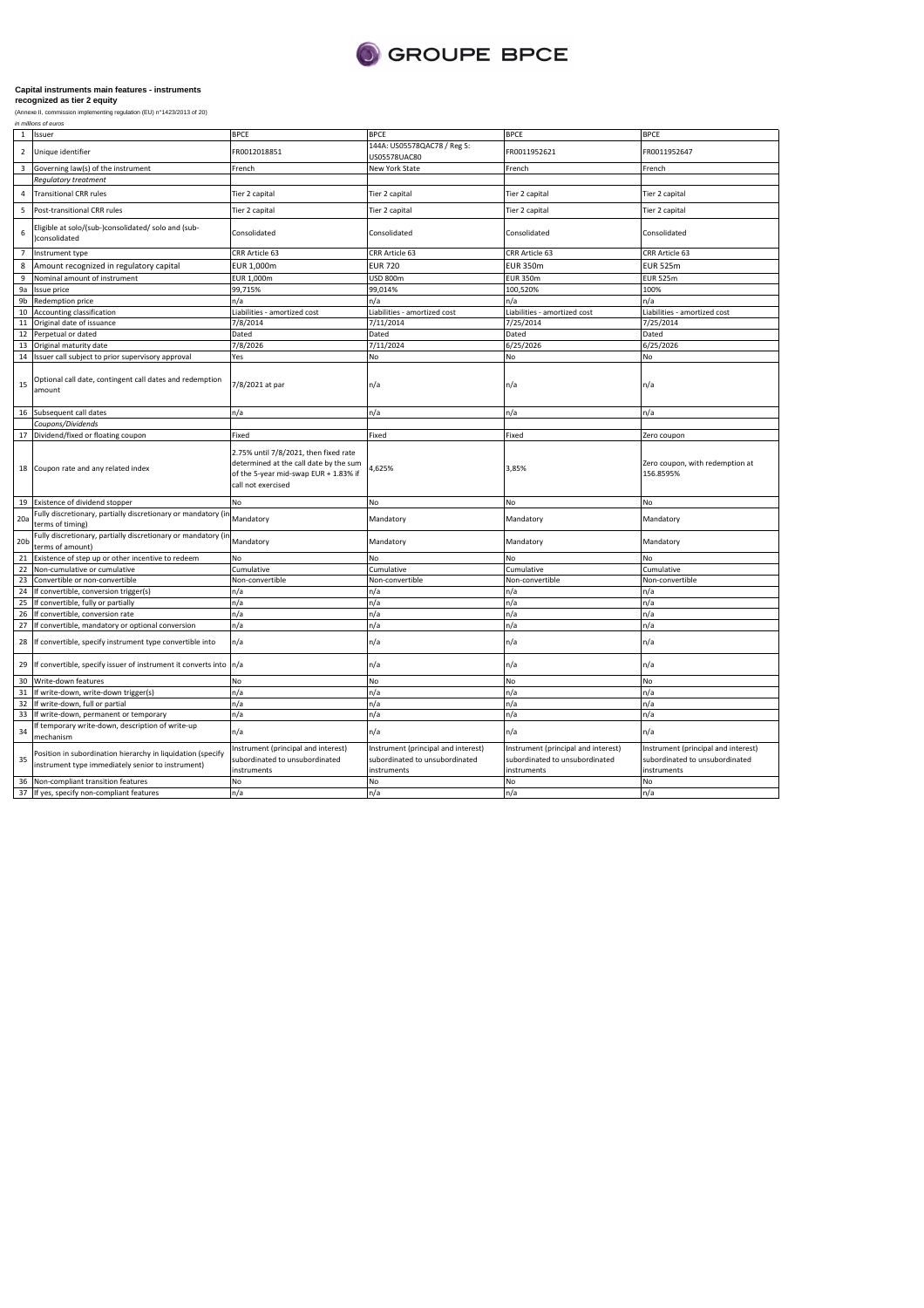**Capital instruments main features - instruments recognized as tier 2 equity**

(Annexe II, commission implementing regulation (EU) n°1423/2013 of 20)

*in millions of euros*

| | | | | | |
|---|---|---|---|---|---|
| 1 | Issuer | BPCE | BPCE | BPCE | BPCE |
| 2 | Unique identifier | FR0012018851 | 144A: US05578QAC78 / Reg S: US05578UAC80 | FR0011952621 | FR0011952647 |
| 3 | Governing law(s) of the instrument | French | New York State | French | French |
| | *Regulatory treatment* | | | | |
| 4 | Transitional CRR rules | Tier 2 capital | Tier 2 capital | Tier 2 capital | Tier 2 capital |
| 5 | Post-transitional CRR rules | Tier 2 capital | Tier 2 capital | Tier 2 capital | Tier 2 capital |
| 6 | Eligible at solo/(sub-)consolidated/ solo and (sub-)consolidated | Consolidated | Consolidated | Consolidated | Consolidated |
| 7 | Instrument type | CRR Article 63 | CRR Article 63 | CRR Article 63 | CRR Article 63 |
| 8 | Amount recognized in regulatory capital | EUR 1,000m | EUR 720 | EUR 350m | EUR 525m |
| 9 | Nominal amount of instrument | EUR 1,000m | USD 800m | EUR 350m | EUR 525m |
| 9a | Issue price | 99,715% | 99,014% | 100,520% | 100% |
| 9b | Redemption price | n/a | n/a | n/a | n/a |
| 10 | Accounting classification | Liabilities - amortized cost | Liabilities - amortized cost | Liabilities - amortized cost | Liabilities - amortized cost |
| 11 | Original date of issuance | 7/8/2014 | 7/11/2014 | 7/25/2014 | 7/25/2014 |
| 12 | Perpetual or dated | Dated | Dated | Dated | Dated |
| 13 | Original maturity date | 7/8/2026 | 7/11/2024 | 6/25/2026 | 6/25/2026 |
| 14 | Issuer call subject to prior supervisory approval | Yes | No | No | No |
| 15 | Optional call date, contingent call dates and redemption amount | 7/8/2021 at par | n/a | n/a | n/a |
| 16 | Subsequent call dates | n/a | n/a | n/a | n/a |
| | *Coupons/Dividends* | | | | |
| 17 | Dividend/fixed or floating coupon | Fixed | Fixed | Fixed | Zero coupon |
| 18 | Coupon rate and any related index | 2.75% until 7/8/2021, then fixed rate determined at the call date by the sum of the 5-year mid-swap EUR + 1.83% if call not exercised | 4,625% | 3,85% | Zero coupon, with redemption at 156.8595% |
| 19 | Existence of dividend stopper | No | No | No | No |
| 20a | Fully discretionary, partially discretionary or mandatory (in terms of timing) | Mandatory | Mandatory | Mandatory | Mandatory |
| 20b | Fully discretionary, partially discretionary or mandatory (in terms of amount) | Mandatory | Mandatory | Mandatory | Mandatory |
| 21 | Existence of step up or other incentive to redeem | No | No | No | No |
| 22 | Non-cumulative or cumulative | Cumulative | Cumulative | Cumulative | Cumulative |
| 23 | Convertible or non-convertible | Non-convertible | Non-convertible | Non-convertible | Non-convertible |
| 24 | If convertible, conversion trigger(s) | n/a | n/a | n/a | n/a |
| 25 | If convertible, fully or partially | n/a | n/a | n/a | n/a |
| 26 | If convertible, conversion rate | n/a | n/a | n/a | n/a |
| 27 | If convertible, mandatory or optional conversion | n/a | n/a | n/a | n/a |
| 28 | If convertible, specify instrument type convertible into | n/a | n/a | n/a | n/a |
| 29 | If convertible, specify issuer of instrument it converts into | n/a | n/a | n/a | n/a |
| 30 | Write-down features | No | No | No | No |
| 31 | If write-down, write-down trigger(s) | n/a | n/a | n/a | n/a |
| 32 | If write-down, full or partial | n/a | n/a | n/a | n/a |
| 33 | If write-down, permanent or temporary | n/a | n/a | n/a | n/a |
| 34 | If temporary write-down, description of write-up mechanism | n/a | n/a | n/a | n/a |
| 35 | Position in subordination hierarchy in liquidation (specify instrument type immediately senior to instrument) | Instrument (principal and interest) subordinated to unsubordinated instruments | Instrument (principal and interest) subordinated to unsubordinated instruments | Instrument (principal and interest) subordinated to unsubordinated instruments | Instrument (principal and interest) subordinated to unsubordinated instruments |
| 36 | Non-compliant transition features | No | No | No | No |
| 37 | If yes, specify non-compliant features | n/a | n/a | n/a | n/a |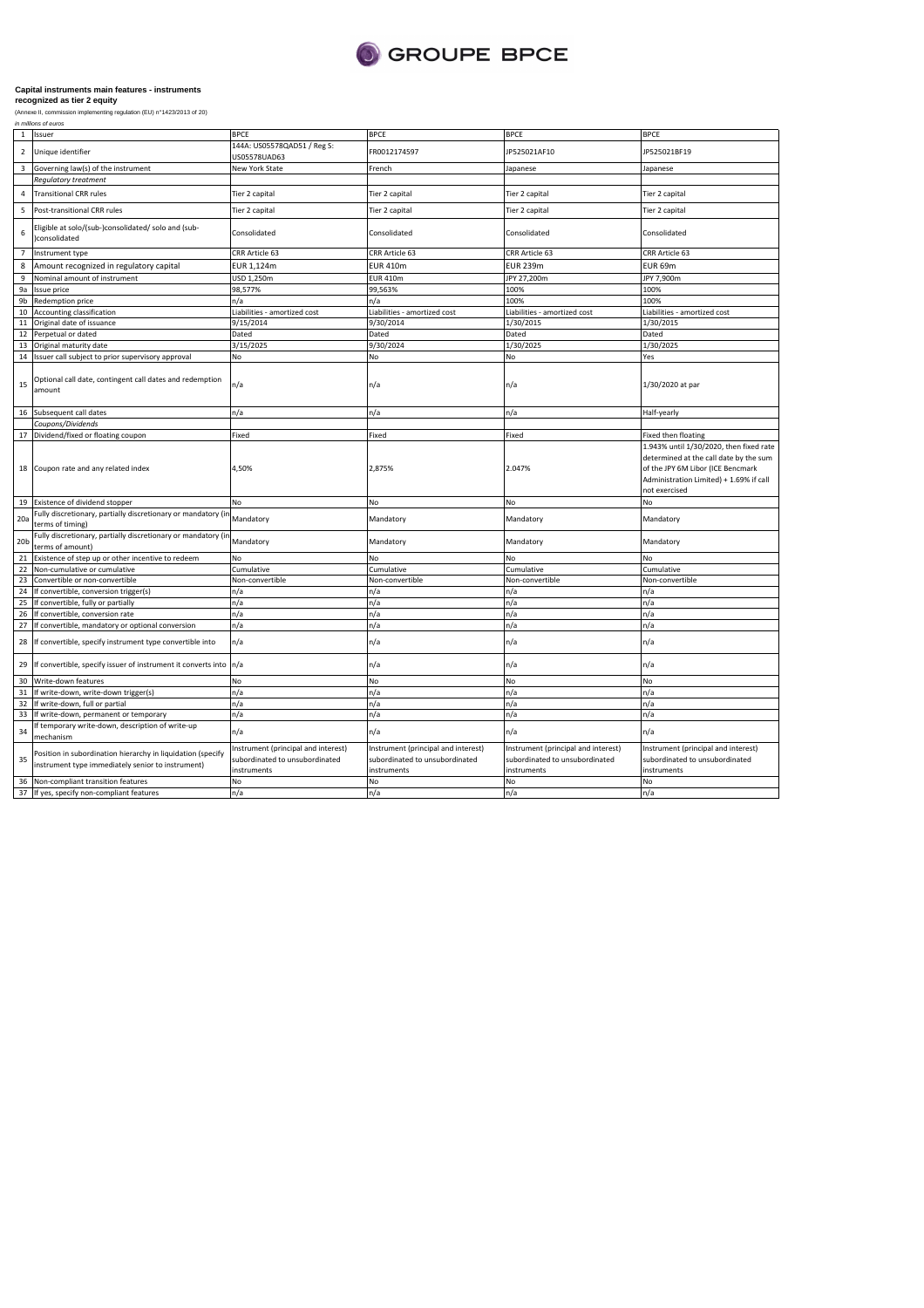GROUPE BPCE

**Capital instruments main features - instruments recognized as tier 2 equity**

(Annexe II, commission implementing regulation (EU) n°1423/2013 of 20)

*in millions of euros*

| | | | | | |
|---|---|---|---|---|---|
| 1 | Issuer | BPCE | BPCE | BPCE | BPCE |
| 2 | Unique identifier | 144A: US05578QAD51 / Reg S: US05578UAD63 | FR0012174597 | JP525021AF10 | JP525021BF19 |
| 3 | Governing law(s) of the instrument | New York State | French | Japanese | Japanese |
| | *Regulatory treatment* | | | | |
| 4 | Transitional CRR rules | Tier 2 capital | Tier 2 capital | Tier 2 capital | Tier 2 capital |
| 5 | Post-transitional CRR rules | Tier 2 capital | Tier 2 capital | Tier 2 capital | Tier 2 capital |
| 6 | Eligible at solo/(sub-)consolidated/ solo and (sub-)consolidated | Consolidated | Consolidated | Consolidated | Consolidated |
| 7 | Instrument type | CRR Article 63 | CRR Article 63 | CRR Article 63 | CRR Article 63 |
| 8 | Amount recognized in regulatory capital | EUR 1,124m | EUR 410m | EUR 239m | EUR 69m |
| 9 | Nominal amount of instrument | USD 1,250m | EUR 410m | JPY 27,200m | JPY 7,900m |
| 9a | Issue price | 98,577% | 99,563% | 100% | 100% |
| 9b | Redemption price | n/a | n/a | 100% | 100% |
| 10 | Accounting classification | Liabilities - amortized cost | Liabilities - amortized cost | Liabilities - amortized cost | Liabilities - amortized cost |
| 11 | Original date of issuance | 9/15/2014 | 9/30/2014 | 1/30/2015 | 1/30/2015 |
| 12 | Perpetual or dated | Dated | Dated | Dated | Dated |
| 13 | Original maturity date | 3/15/2025 | 9/30/2024 | 1/30/2025 | 1/30/2025 |
| 14 | Issuer call subject to prior supervisory approval | No | No | No | Yes |
| 15 | Optional call date, contingent call dates and redemption amount | n/a | n/a | n/a | 1/30/2020 at par |
| 16 | Subsequent call dates | n/a | n/a | n/a | Half-yearly |
| | *Coupons/Dividends* | | | | |
| 17 | Dividend/fixed or floating coupon | Fixed | Fixed | Fixed | Fixed then floating |
| 18 | Coupon rate and any related index | 4,50% | 2,875% | 2.047% | 1.943% until 1/30/2020, then fixed rate determined at the call date by the sum of the JPY 6M Libor (ICE Bencmark Administration Limited) + 1.69% if call not exercised |
| 19 | Existence of dividend stopper | No | No | No | No |
| 20a | Fully discretionary, partially discretionary or mandatory (in terms of timing) | Mandatory | Mandatory | Mandatory | Mandatory |
| 20b | Fully discretionary, partially discretionary or mandatory (in terms of amount) | Mandatory | Mandatory | Mandatory | Mandatory |
| 21 | Existence of step up or other incentive to redeem | No | No | No | No |
| 22 | Non-cumulative or cumulative | Cumulative | Cumulative | Cumulative | Cumulative |
| 23 | Convertible or non-convertible | Non-convertible | Non-convertible | Non-convertible | Non-convertible |
| 24 | If convertible, conversion trigger(s) | n/a | n/a | n/a | n/a |
| 25 | If convertible, fully or partially | n/a | n/a | n/a | n/a |
| 26 | If convertible, conversion rate | n/a | n/a | n/a | n/a |
| 27 | If convertible, mandatory or optional conversion | n/a | n/a | n/a | n/a |
| 28 | If convertible, specify instrument type convertible into | n/a | n/a | n/a | n/a |
| 29 | If convertible, specify issuer of instrument it converts into | n/a | n/a | n/a | n/a |
| 30 | Write-down features | No | No | No | No |
| 31 | If write-down, write-down trigger(s) | n/a | n/a | n/a | n/a |
| 32 | If write-down, full or partial | n/a | n/a | n/a | n/a |
| 33 | If write-down, permanent or temporary | n/a | n/a | n/a | n/a |
| 34 | If temporary write-down, description of write-up mechanism | n/a | n/a | n/a | n/a |
| 35 | Position in subordination hierarchy in liquidation (specify instrument type immediately senior to instrument) | Instrument (principal and interest) subordinated to unsubordinated instruments | Instrument (principal and interest) subordinated to unsubordinated instruments | Instrument (principal and interest) subordinated to unsubordinated instruments | Instrument (principal and interest) subordinated to unsubordinated instruments |
| 36 | Non-compliant transition features | No | No | No | No |
| 37 | If yes, specify non-compliant features | n/a | n/a | n/a | n/a |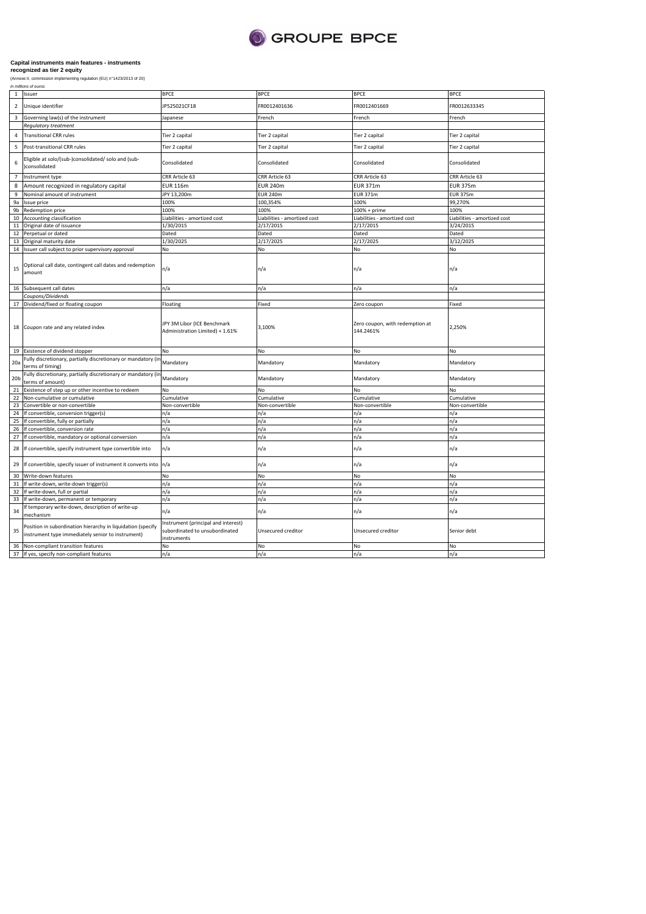**Capital instruments main features - instruments recognized as tier 2 equity**

(Annexe II, commission implementing regulation (EU) n°1423/2013 of 20)

*in millions of euros*

| | | | | | |
|---|---|---|---|---|---|
| 1 | Issuer | BPCE | BPCE | BPCE | BPCE |
| 2 | Unique identifier | JP525021CF18 | FR0012401636 | FR0012401669 | FR0012633345 |
| 3 | Governing law(s) of the instrument | Japanese | French | French | French |
| | *Regulatory treatment* | | | | |
| 4 | Transitional CRR rules | Tier 2 capital | Tier 2 capital | Tier 2 capital | Tier 2 capital |
| 5 | Post-transitional CRR rules | Tier 2 capital | Tier 2 capital | Tier 2 capital | Tier 2 capital |
| 6 | Eligible at solo/(sub-)consolidated/ solo and (sub-)consolidated | Consolidated | Consolidated | Consolidated | Consolidated |
| 7 | Instrument type | CRR Article 63 | CRR Article 63 | CRR Article 63 | CRR Article 63 |
| 8 | Amount recognized in regulatory capital | EUR 116m | EUR 240m | EUR 371m | EUR 375m |
| 9 | Nominal amount of instrument | JPY 13,200m | EUR 240m | EUR 371m | EUR 375m |
| 9a | Issue price | 100% | 100,354% | 100% | 99,270% |
| 9b | Redemption price | 100% | 100% | 100% + prime | 100% |
| 10 | Accounting classification | Liabilities - amortized cost | Liabilities - amortized cost | Liabilities - amortized cost | Liabilities - amortized cost |
| 11 | Original date of issuance | 1/30/2015 | 2/17/2015 | 2/17/2015 | 3/24/2015 |
| 12 | Perpetual or dated | Dated | Dated | Dated | Dated |
| 13 | Original maturity date | 1/30/2025 | 2/17/2025 | 2/17/2025 | 3/12/2025 |
| 14 | Issuer call subject to prior supervisory approval | No | No | No | No |
| 15 | Optional call date, contingent call dates and redemption amount | n/a | n/a | n/a | n/a |
| 16 | Subsequent call dates | n/a | n/a | n/a | n/a |
| | *Coupons/Dividends* | | | | |
| 17 | Dividend/fixed or floating coupon | Floating | Fixed | Zero coupon | Fixed |
| 18 | Coupon rate and any related index | JPY 3M Libor (ICE Benchmark Administration Limited) + 1.61% | 3,100% | Zero coupon, with redemption at 144.2461% | 2,250% |
| 19 | Existence of dividend stopper | No | No | No | No |
| 20a | Fully discretionary, partially discretionary or mandatory (in terms of timing) | Mandatory | Mandatory | Mandatory | Mandatory |
| 20b | Fully discretionary, partially discretionary or mandatory (in terms of amount) | Mandatory | Mandatory | Mandatory | Mandatory |
| 21 | Existence of step up or other incentive to redeem | No | No | No | No |
| 22 | Non-cumulative or cumulative | Cumulative | Cumulative | Cumulative | Cumulative |
| 23 | Convertible or non-convertible | Non-convertible | Non-convertible | Non-convertible | Non-convertible |
| 24 | If convertible, conversion trigger(s) | n/a | n/a | n/a | n/a |
| 25 | If convertible, fully or partially | n/a | n/a | n/a | n/a |
| 26 | If convertible, conversion rate | n/a | n/a | n/a | n/a |
| 27 | If convertible, mandatory or optional conversion | n/a | n/a | n/a | n/a |
| 28 | If convertible, specify instrument type convertible into | n/a | n/a | n/a | n/a |
| 29 | If convertible, specify issuer of instrument it converts into | n/a | n/a | n/a | n/a |
| 30 | Write-down features | No | No | No | No |
| 31 | If write-down, write-down trigger(s) | n/a | n/a | n/a | n/a |
| 32 | If write-down, full or partial | n/a | n/a | n/a | n/a |
| 33 | If write-down, permanent or temporary | n/a | n/a | n/a | n/a |
| 34 | If temporary write-down, description of write-up mechanism | n/a | n/a | n/a | n/a |
| 35 | Position in subordination hierarchy in liquidation (specify instrument type immediately senior to instrument) | Instrument (principal and interest) subordinated to unsubordinated instruments | Unsecured creditor | Unsecured creditor | Senior debt |
| 36 | Non-compliant transition features | No | No | No | No |
| 37 | If yes, specify non-compliant features | n/a | n/a | n/a | n/a |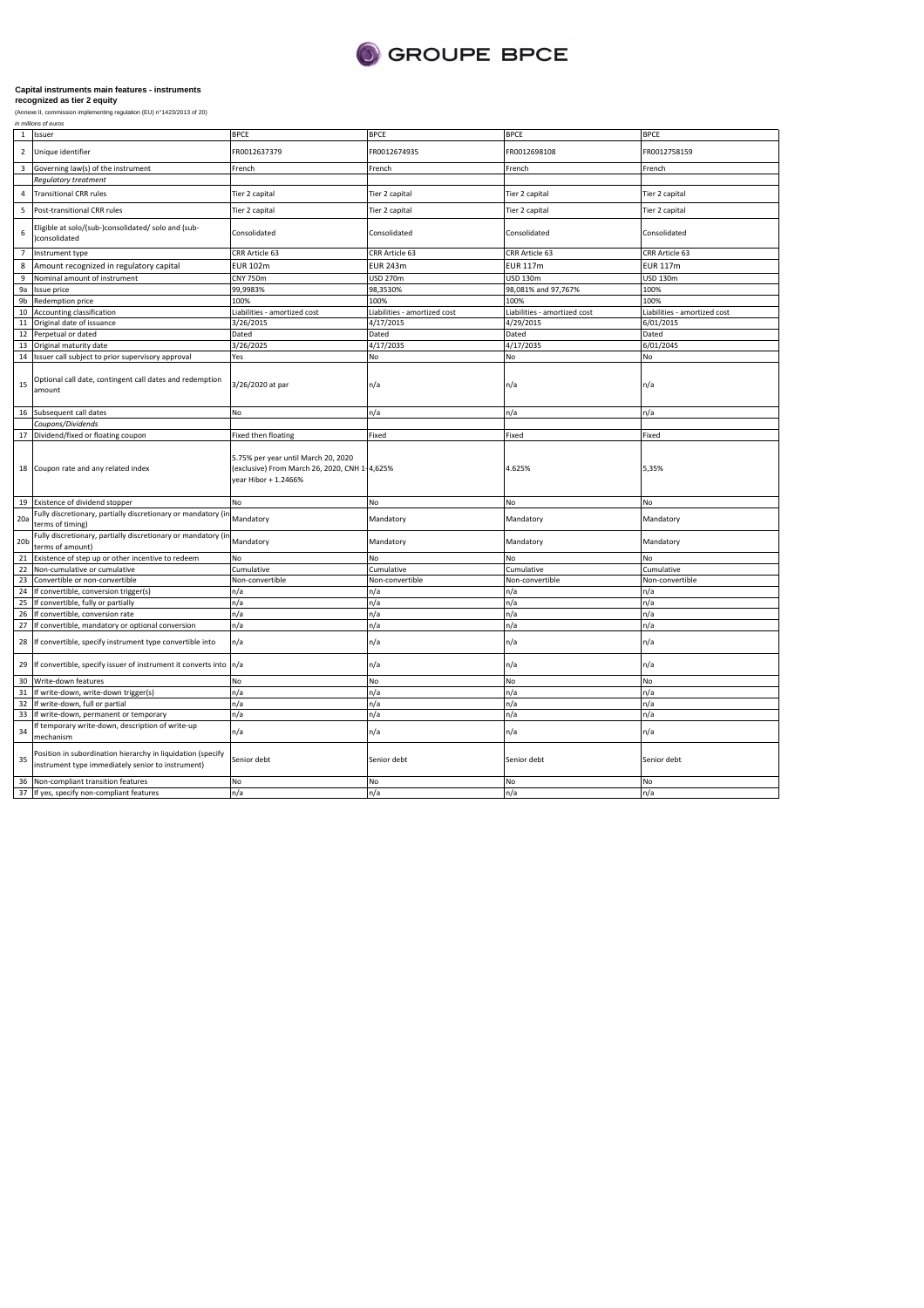GROUPE BPCE

**Capital instruments main features - instruments recognized as tier 2 equity**

(Annexe II, commission implementing regulation (EU) n°1423/2013 of 20)

*in millions of euros*

| | | | | | |
|---|---|---|---|---|---|
| 1 | Issuer | BPCE | BPCE | BPCE | BPCE |
| 2 | Unique identifier | FR0012637379 | FR0012674935 | FR0012698108 | FR0012758159 |
| 3 | Governing law(s) of the instrument | French | French | French | French |
| | *Regulatory treatment* | | | | |
| 4 | Transitional CRR rules | Tier 2 capital | Tier 2 capital | Tier 2 capital | Tier 2 capital |
| 5 | Post-transitional CRR rules | Tier 2 capital | Tier 2 capital | Tier 2 capital | Tier 2 capital |
| 6 | Eligible at solo/(sub-)consolidated/ solo and (sub-)consolidated | Consolidated | Consolidated | Consolidated | Consolidated |
| 7 | Instrument type | CRR Article 63 | CRR Article 63 | CRR Article 63 | CRR Article 63 |
| 8 | Amount recognized in regulatory capital | EUR 102m | EUR 243m | EUR 117m | EUR 117m |
| 9 | Nominal amount of instrument | CNY 750m | USD 270m | USD 130m | USD 130m |
| 9a | Issue price | 99,9983% | 98,3530% | 98,081% and 97,767% | 100% |
| 9b | Redemption price | 100% | 100% | 100% | 100% |
| 10 | Accounting classification | Liabilities - amortized cost | Liabilities - amortized cost | Liabilities - amortized cost | Liabilities - amortized cost |
| 11 | Original date of issuance | 3/26/2015 | 4/17/2015 | 4/29/2015 | 6/01/2015 |
| 12 | Perpetual or dated | Dated | Dated | Dated | Dated |
| 13 | Original maturity date | 3/26/2025 | 4/17/2035 | 4/17/2035 | 6/01/2045 |
| 14 | Issuer call subject to prior supervisory approval | Yes | No | No | No |
| 15 | Optional call date, contingent call dates and redemption amount | 3/26/2020 at par | n/a | n/a | n/a |
| 16 | Subsequent call dates | No | n/a | n/a | n/a |
| | *Coupons/Dividends* | | | | |
| 17 | Dividend/fixed or floating coupon | Fixed then floating | Fixed | Fixed | Fixed |
| 18 | Coupon rate and any related index | 5.75% per year until March 20, 2020 (exclusive) From March 26, 2020, CNH 1-year Hibor + 1.2466% | 4,625% | 4.625% | 5,35% |
| 19 | Existence of dividend stopper | No | No | No | No |
| 20a | Fully discretionary, partially discretionary or mandatory (in terms of timing) | Mandatory | Mandatory | Mandatory | Mandatory |
| 20b | Fully discretionary, partially discretionary or mandatory (in terms of amount) | Mandatory | Mandatory | Mandatory | Mandatory |
| 21 | Existence of step up or other incentive to redeem | No | No | No | No |
| 22 | Non-cumulative or cumulative | Cumulative | Cumulative | Cumulative | Cumulative |
| 23 | Convertible or non-convertible | Non-convertible | Non-convertible | Non-convertible | Non-convertible |
| 24 | If convertible, conversion trigger(s) | n/a | n/a | n/a | n/a |
| 25 | If convertible, fully or partially | n/a | n/a | n/a | n/a |
| 26 | If convertible, conversion rate | n/a | n/a | n/a | n/a |
| 27 | If convertible, mandatory or optional conversion | n/a | n/a | n/a | n/a |
| 28 | If convertible, specify instrument type convertible into | n/a | n/a | n/a | n/a |
| 29 | If convertible, specify issuer of instrument it converts into | n/a | n/a | n/a | n/a |
| 30 | Write-down features | No | No | No | No |
| 31 | If write-down, write-down trigger(s) | n/a | n/a | n/a | n/a |
| 32 | If write-down, full or partial | n/a | n/a | n/a | n/a |
| 33 | If write-down, permanent or temporary | n/a | n/a | n/a | n/a |
| 34 | If temporary write-down, description of write-up mechanism | n/a | n/a | n/a | n/a |
| 35 | Position in subordination hierarchy in liquidation (specify instrument type immediately senior to instrument) | Senior debt | Senior debt | Senior debt | Senior debt |
| 36 | Non-compliant transition features | No | No | No | No |
| 37 | If yes, specify non-compliant features | n/a | n/a | n/a | n/a |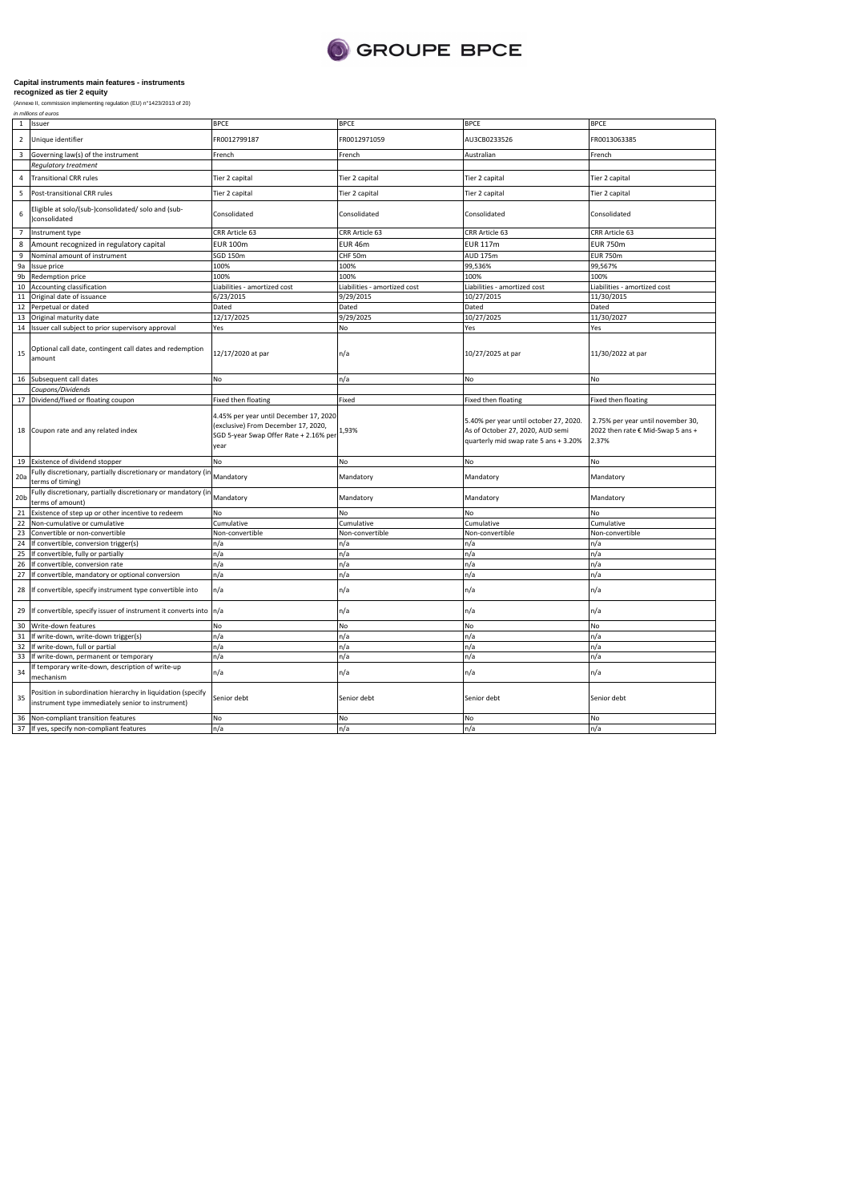**Capital instruments main features - instruments recognized as tier 2 equity**

(Annexe II, commission implementing regulation (EU) n°1423/2013 of 20)

*in millions of euros*

| | | | | | |
|---|---|---|---|---|---|
| 1 | Issuer | BPCE | BPCE | BPCE | BPCE |
| 2 | Unique identifier | FR0012799187 | FR0012971059 | AU3CB0233526 | FR0013063385 |
| 3 | Governing law(s) of the instrument | French | French | Australian | French |
| | *Regulatory treatment* | | | | |
| 4 | Transitional CRR rules | Tier 2 capital | Tier 2 capital | Tier 2 capital | Tier 2 capital |
| 5 | Post-transitional CRR rules | Tier 2 capital | Tier 2 capital | Tier 2 capital | Tier 2 capital |
| 6 | Eligible at solo/(sub-)consolidated/ solo and (sub-)consolidated | Consolidated | Consolidated | Consolidated | Consolidated |
| 7 | Instrument type | CRR Article 63 | CRR Article 63 | CRR Article 63 | CRR Article 63 |
| 8 | Amount recognized in regulatory capital | EUR 100m | EUR 46m | EUR 117m | EUR 750m |
| 9 | Nominal amount of instrument | SGD 150m | CHF 50m | AUD 175m | EUR 750m |
| 9a | Issue price | 100% | 100% | 99,536% | 99,567% |
| 9b | Redemption price | 100% | 100% | 100% | 100% |
| 10 | Accounting classification | Liabilities - amortized cost | Liabilities - amortized cost | Liabilities - amortized cost | Liabilities - amortized cost |
| 11 | Original date of issuance | 6/23/2015 | 9/29/2015 | 10/27/2015 | 11/30/2015 |
| 12 | Perpetual or dated | Dated | Dated | Dated | Dated |
| 13 | Original maturity date | 12/17/2025 | 9/29/2025 | 10/27/2025 | 11/30/2027 |
| 14 | Issuer call subject to prior supervisory approval | Yes | No | Yes | Yes |
| 15 | Optional call date, contingent call dates and redemption amount | 12/17/2020 at par | n/a | 10/27/2025 at par | 11/30/2022 at par |
| 16 | Subsequent call dates | No | n/a | No | No |
| | *Coupons/Dividends* | | | | |
| 17 | Dividend/fixed or floating coupon | Fixed then floating | Fixed | Fixed then floating | Fixed then floating |
| 18 | Coupon rate and any related index | 4.45% per year until December 17, 2020 (exclusive) From December 17, 2020, SGD 5-year Swap Offer Rate + 2.16% per year | 1,93% | 5.40% per year until october 27, 2020. As of October 27, 2020, AUD semi quarterly mid swap rate 5 ans + 3.20% | 2.75% per year until november 30, 2022 then rate € Mid-Swap 5 ans + 2.37% |
| 19 | Existence of dividend stopper | No | No | No | No |
| 20a | Fully discretionary, partially discretionary or mandatory (in terms of timing) | Mandatory | Mandatory | Mandatory | Mandatory |
| 20b | Fully discretionary, partially discretionary or mandatory (in terms of amount) | Mandatory | Mandatory | Mandatory | Mandatory |
| 21 | Existence of step up or other incentive to redeem | No | No | No | No |
| 22 | Non-cumulative or cumulative | Cumulative | Cumulative | Cumulative | Cumulative |
| 23 | Convertible or non-convertible | Non-convertible | Non-convertible | Non-convertible | Non-convertible |
| 24 | If convertible, conversion trigger(s) | n/a | n/a | n/a | n/a |
| 25 | If convertible, fully or partially | n/a | n/a | n/a | n/a |
| 26 | If convertible, conversion rate | n/a | n/a | n/a | n/a |
| 27 | If convertible, mandatory or optional conversion | n/a | n/a | n/a | n/a |
| 28 | If convertible, specify instrument type convertible into | n/a | n/a | n/a | n/a |
| 29 | If convertible, specify issuer of instrument it converts into | n/a | n/a | n/a | n/a |
| 30 | Write-down features | No | No | No | No |
| 31 | If write-down, write-down trigger(s) | n/a | n/a | n/a | n/a |
| 32 | If write-down, full or partial | n/a | n/a | n/a | n/a |
| 33 | If write-down, permanent or temporary | n/a | n/a | n/a | n/a |
| 34 | If temporary write-down, description of write-up mechanism | n/a | n/a | n/a | n/a |
| 35 | Position in subordination hierarchy in liquidation (specify instrument type immediately senior to instrument) | Senior debt | Senior debt | Senior debt | Senior debt |
| 36 | Non-compliant transition features | No | No | No | No |
| 37 | If yes, specify non-compliant features | n/a | n/a | n/a | n/a |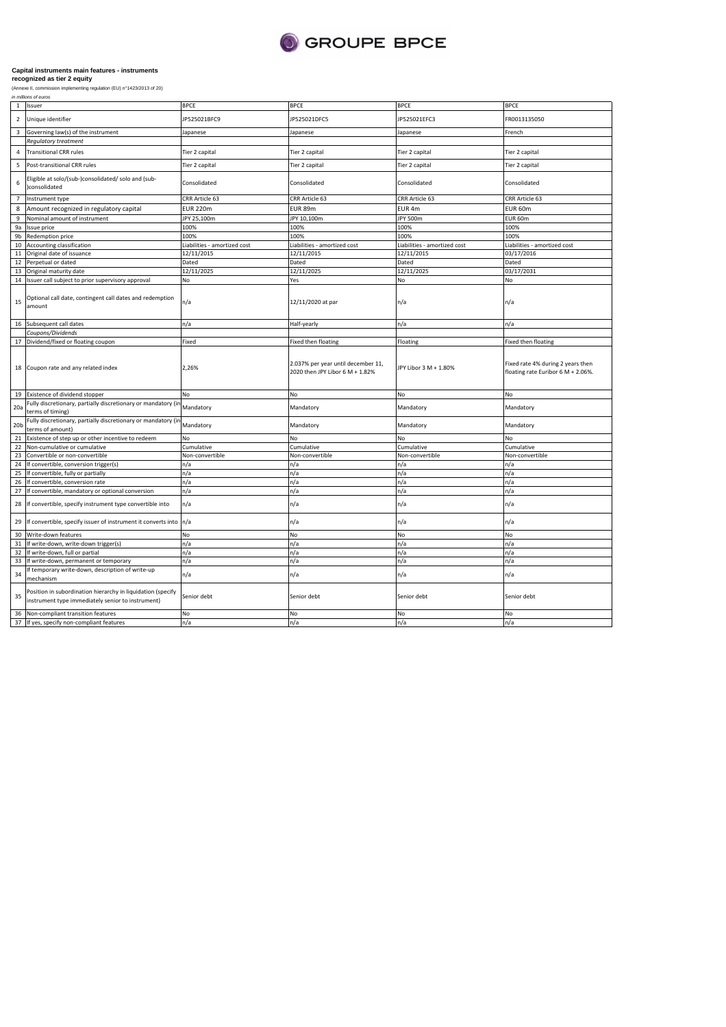**Capital instruments main features - instruments recognized as tier 2 equity**

(Annexe II, commission implementing regulation (EU) n°1423/2013 of 20)

*in millions of euros*

| | | | | | |
|---|---|---|---|---|---|
| 1 | Issuer | BPCE | BPCE | BPCE | BPCE |
| 2 | Unique identifier | JP525021BFC9 | JP525021DFC5 | JP525021EFC3 | FR0013135050 |
| 3 | Governing law(s) of the instrument | Japanese | Japanese | Japanese | French |
| | *Regulatory treatment* | | | | |
| 4 | Transitional CRR rules | Tier 2 capital | Tier 2 capital | Tier 2 capital | Tier 2 capital |
| 5 | Post-transitional CRR rules | Tier 2 capital | Tier 2 capital | Tier 2 capital | Tier 2 capital |
| 6 | Eligible at solo/(sub-)consolidated/ solo and (sub-)consolidated | Consolidated | Consolidated | Consolidated | Consolidated |
| 7 | Instrument type | CRR Article 63 | CRR Article 63 | CRR Article 63 | CRR Article 63 |
| 8 | Amount recognized in regulatory capital | EUR 220m | EUR 89m | EUR 4m | EUR 60m |
| 9 | Nominal amount of instrument | JPY 25,100m | JPY 10,100m | JPY 500m | EUR 60m |
| 9a | Issue price | 100% | 100% | 100% | 100% |
| 9b | Redemption price | 100% | 100% | 100% | 100% |
| 10 | Accounting classification | Liabilities - amortized cost | Liabilities - amortized cost | Liabilities - amortized cost | Liabilities - amortized cost |
| 11 | Original date of issuance | 12/11/2015 | 12/11/2015 | 12/11/2015 | 03/17/2016 |
| 12 | Perpetual or dated | Dated | Dated | Dated | Dated |
| 13 | Original maturity date | 12/11/2025 | 12/11/2025 | 12/11/2025 | 03/17/2031 |
| 14 | Issuer call subject to prior supervisory approval | No | Yes | No | No |
| 15 | Optional call date, contingent call dates and redemption amount | n/a | 12/11/2020 at par | n/a | n/a |
| 16 | Subsequent call dates | n/a | Half-yearly | n/a | n/a |
| | *Coupons/Dividends* | | | | |
| 17 | Dividend/fixed or floating coupon | Fixed | Fixed then floating | Floating | Fixed then floating |
| 18 | Coupon rate and any related index | 2,26% | 2.037% per year until december 11, 2020 then JPY Libor 6 M + 1.82% | JPY Libor 3 M + 1.80% | Fixed rate 4% during 2 years then floating rate Euribor 6 M + 2.06%. |
| 19 | Existence of dividend stopper | No | No | No | No |
| 20a | Fully discretionary, partially discretionary or mandatory (in terms of timing) | Mandatory | Mandatory | Mandatory | Mandatory |
| 20b | Fully discretionary, partially discretionary or mandatory (in terms of amount) | Mandatory | Mandatory | Mandatory | Mandatory |
| 21 | Existence of step up or other incentive to redeem | No | No | No | No |
| 22 | Non-cumulative or cumulative | Cumulative | Cumulative | Cumulative | Cumulative |
| 23 | Convertible or non-convertible | Non-convertible | Non-convertible | Non-convertible | Non-convertible |
| 24 | If convertible, conversion trigger(s) | n/a | n/a | n/a | n/a |
| 25 | If convertible, fully or partially | n/a | n/a | n/a | n/a |
| 26 | If convertible, conversion rate | n/a | n/a | n/a | n/a |
| 27 | If convertible, mandatory or optional conversion | n/a | n/a | n/a | n/a |
| 28 | If convertible, specify instrument type convertible into | n/a | n/a | n/a | n/a |
| 29 | If convertible, specify issuer of instrument it converts into | n/a | n/a | n/a | n/a |
| 30 | Write-down features | No | No | No | No |
| 31 | If write-down, write-down trigger(s) | n/a | n/a | n/a | n/a |
| 32 | If write-down, full or partial | n/a | n/a | n/a | n/a |
| 33 | If write-down, permanent or temporary | n/a | n/a | n/a | n/a |
| 34 | If temporary write-down, description of write-up mechanism | n/a | n/a | n/a | n/a |
| 35 | Position in subordination hierarchy in liquidation (specify instrument type immediately senior to instrument) | Senior debt | Senior debt | Senior debt | Senior debt |
| 36 | Non-compliant transition features | No | No | No | No |
| 37 | If yes, specify non-compliant features | n/a | n/a | n/a | n/a |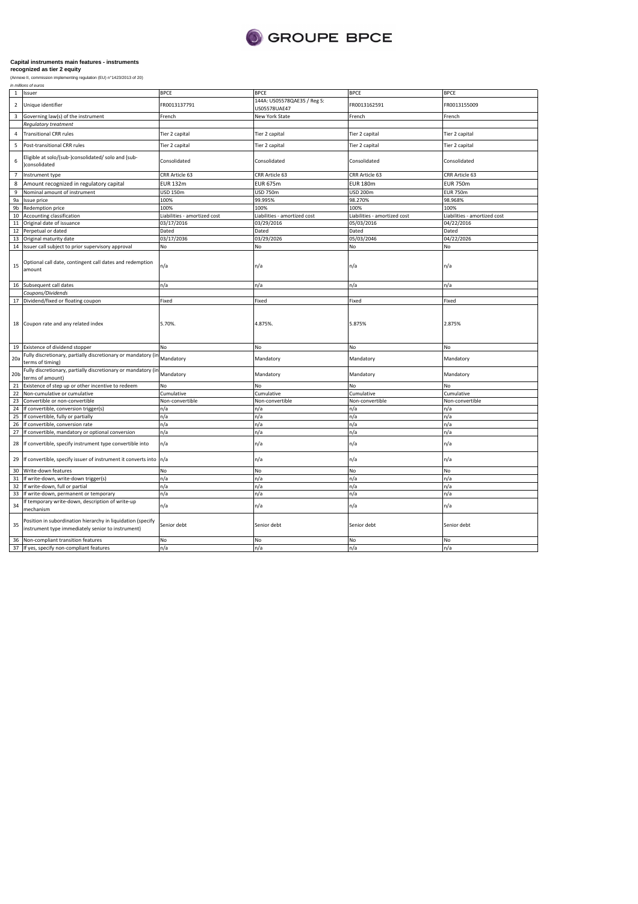**Capital instruments main features - instruments recognized as tier 2 equity**

(Annexe II, commission implementing regulation (EU) n°1423/2013 of 20)

*in millions of euros*

| | | | | | |
|---|---|---|---|---|---|
| 1 | Issuer | BPCE | BPCE | BPCE | BPCE |
| 2 | Unique identifier | FR0013137791 | 144A: US05578QAE35 / Reg S: US05578UAE47 | FR0013162591 | FR0013155009 |
| 3 | Governing law(s) of the instrument | French | New York State | French | French |
| | *Regulatory treatment* | | | | |
| 4 | Transitional CRR rules | Tier 2 capital | Tier 2 capital | Tier 2 capital | Tier 2 capital |
| 5 | Post-transitional CRR rules | Tier 2 capital | Tier 2 capital | Tier 2 capital | Tier 2 capital |
| 6 | Eligible at solo/(sub-)consolidated/ solo and (sub-)consolidated | Consolidated | Consolidated | Consolidated | Consolidated |
| 7 | Instrument type | CRR Article 63 | CRR Article 63 | CRR Article 63 | CRR Article 63 |
| 8 | Amount recognized in regulatory capital | EUR 132m | EUR 675m | EUR 180m | EUR 750m |
| 9 | Nominal amount of instrument | USD 150m | USD 750m | USD 200m | EUR 750m |
| 9a | Issue price | 100% | 99.995% | 98.270% | 98.968% |
| 9b | Redemption price | 100% | 100% | 100% | 100% |
| 10 | Accounting classification | Liabilities - amortized cost | Liabilities - amortized cost | Liabilities - amortized cost | Liabilities - amortized cost |
| 11 | Original date of issuance | 03/17/2016 | 03/29/2016 | 05/03/2016 | 04/22/2016 |
| 12 | Perpetual or dated | Dated | Dated | Dated | Dated |
| 13 | Original maturity date | 03/17/2036 | 03/29/2026 | 05/03/2046 | 04/22/2026 |
| 14 | Issuer call subject to prior supervisory approval | No | No | No | No |
| 15 | Optional call date, contingent call dates and redemption amount | n/a | n/a | n/a | n/a |
| 16 | Subsequent call dates | n/a | n/a | n/a | n/a |
| | *Coupons/Dividends* | | | | |
| 17 | Dividend/fixed or floating coupon | Fixed | Fixed | Fixed | Fixed |
| 18 | Coupon rate and any related index | 5.70%. | 4.875%. | 5.875% | 2.875% |
| 19 | Existence of dividend stopper | No | No | No | No |
| 20a | Fully discretionary, partially discretionary or mandatory (in terms of timing) | Mandatory | Mandatory | Mandatory | Mandatory |
| 20b | Fully discretionary, partially discretionary or mandatory (in terms of amount) | Mandatory | Mandatory | Mandatory | Mandatory |
| 21 | Existence of step up or other incentive to redeem | No | No | No | No |
| 22 | Non-cumulative or cumulative | Cumulative | Cumulative | Cumulative | Cumulative |
| 23 | Convertible or non-convertible | Non-convertible | Non-convertible | Non-convertible | Non-convertible |
| 24 | If convertible, conversion trigger(s) | n/a | n/a | n/a | n/a |
| 25 | If convertible, fully or partially | n/a | n/a | n/a | n/a |
| 26 | If convertible, conversion rate | n/a | n/a | n/a | n/a |
| 27 | If convertible, mandatory or optional conversion | n/a | n/a | n/a | n/a |
| 28 | If convertible, specify instrument type convertible into | n/a | n/a | n/a | n/a |
| 29 | If convertible, specify issuer of instrument it converts into | n/a | n/a | n/a | n/a |
| 30 | Write-down features | No | No | No | No |
| 31 | If write-down, write-down trigger(s) | n/a | n/a | n/a | n/a |
| 32 | If write-down, full or partial | n/a | n/a | n/a | n/a |
| 33 | If write-down, permanent or temporary | n/a | n/a | n/a | n/a |
| 34 | If temporary write-down, description of write-up mechanism | n/a | n/a | n/a | n/a |
| 35 | Position in subordination hierarchy in liquidation (specify instrument type immediately senior to instrument) | Senior debt | Senior debt | Senior debt | Senior debt |
| 36 | Non-compliant transition features | No | No | No | No |
| 37 | If yes, specify non-compliant features | n/a | n/a | n/a | n/a |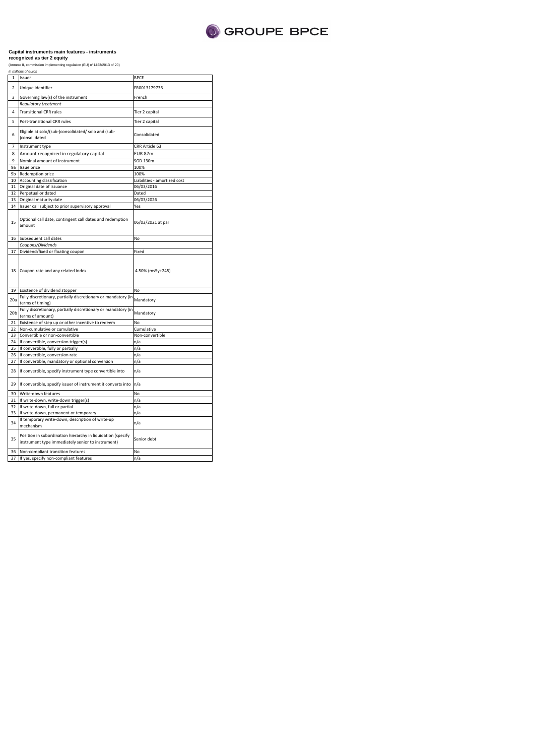**Capital instruments main features - instruments recognized as tier 2 equity**

(Annexe II, commission implementing regulation (EU) n°1423/2013 of 20)

*in millions of euros*

| | | |
|---|---|---|
| 1 | Issuer | BPCE |
| 2 | Unique identifier | FR0013179736 |
| 3 | Governing law(s) of the instrument | French |
| | *Regulatory treatment* | |
| 4 | Transitional CRR rules | Tier 2 capital |
| 5 | Post-transitional CRR rules | Tier 2 capital |
| 6 | Eligible at solo/(sub-)consolidated/ solo and (sub-)consolidated | Consolidated |
| 7 | Instrument type | CRR Article 63 |
| 8 | Amount recognized in regulatory capital | EUR 87m |
| 9 | Nominal amount of instrument | SGD 130m |
| 9a | Issue price | 100% |
| 9b | Redemption price | 100% |
| 10 | Accounting classification | Liabilities - amortized cost |
| 11 | Original date of issuance | 06/03/2016 |
| 12 | Perpetual or dated | Dated |
| 13 | Original maturity date | 06/03/2026 |
| 14 | Issuer call subject to prior supervisory approval | Yes |
| 15 | Optional call date, contingent call dates and redemption amount | 06/03/2021 at par |
| 16 | Subsequent call dates | No |
| | *Coupons/Dividends* | |
| 17 | Dividend/fixed or floating coupon | Fixed |
| 18 | Coupon rate and any related index | 4.50% (ms5y+245) |
| 19 | Existence of dividend stopper | No |
| 20a | Fully discretionary, partially discretionary or mandatory (in terms of timing) | Mandatory |
| 20b | Fully discretionary, partially discretionary or mandatory (in terms of amount) | Mandatory |
| 21 | Existence of step up or other incentive to redeem | No |
| 22 | Non-cumulative or cumulative | Cumulative |
| 23 | Convertible or non-convertible | Non-convertible |
| 24 | If convertible, conversion trigger(s) | n/a |
| 25 | If convertible, fully or partially | n/a |
| 26 | If convertible, conversion rate | n/a |
| 27 | If convertible, mandatory or optional conversion | n/a |
| 28 | If convertible, specify instrument type convertible into | n/a |
| 29 | If convertible, specify issuer of instrument it converts into | n/a |
| 30 | Write-down features | No |
| 31 | If write-down, write-down trigger(s) | n/a |
| 32 | If write-down, full or partial | n/a |
| 33 | If write-down, permanent or temporary | n/a |
| 34 | If temporary write-down, description of write-up mechanism | n/a |
| 35 | Position in subordination hierarchy in liquidation (specify instrument type immediately senior to instrument) | Senior debt |
| 36 | Non-compliant transition features | No |
| 37 | If yes, specify non-compliant features | n/a |